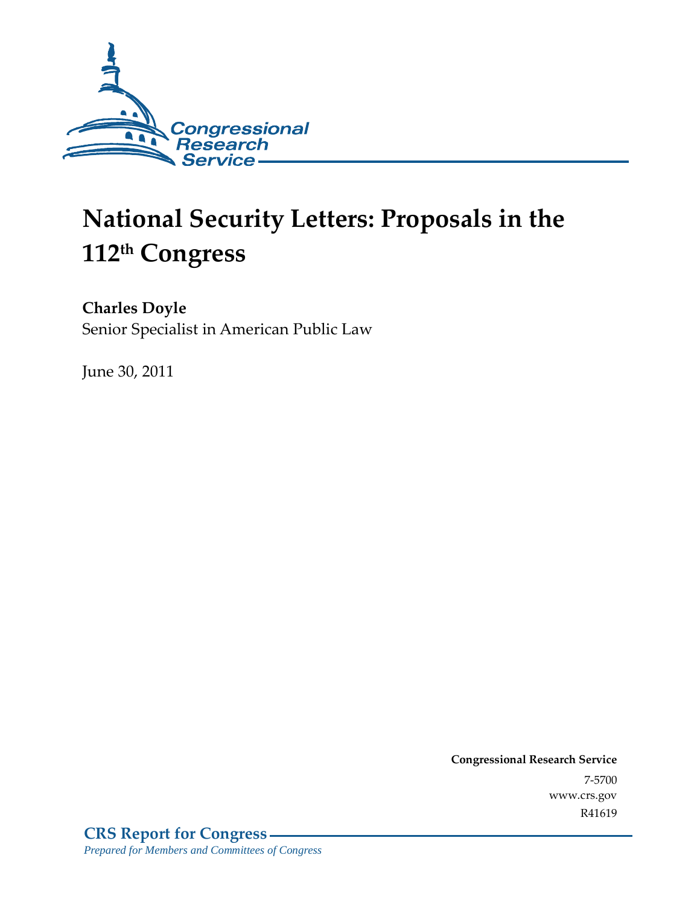# National Security Letters: Proposals in the 112th Congress

**Charles Doyle**
Senior Specialist in American Public Law

June 30, 2011

**Congressional Research Service**
7-5700
www.crs.gov
R41619

**CRS Report for Congress**
*Prepared for Members and Committees of Congress*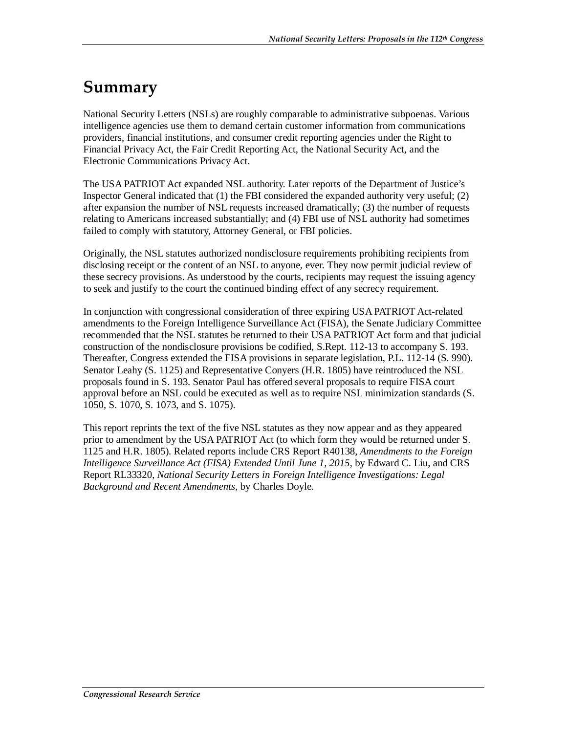# Summary

National Security Letters (NSLs) are roughly comparable to administrative subpoenas. Various intelligence agencies use them to demand certain customer information from communications providers, financial institutions, and consumer credit reporting agencies under the Right to Financial Privacy Act, the Fair Credit Reporting Act, the National Security Act, and the Electronic Communications Privacy Act.

The USA PATRIOT Act expanded NSL authority. Later reports of the Department of Justice's Inspector General indicated that (1) the FBI considered the expanded authority very useful; (2) after expansion the number of NSL requests increased dramatically; (3) the number of requests relating to Americans increased substantially; and (4) FBI use of NSL authority had sometimes failed to comply with statutory, Attorney General, or FBI policies.

Originally, the NSL statutes authorized nondisclosure requirements prohibiting recipients from disclosing receipt or the content of an NSL to anyone, ever. They now permit judicial review of these secrecy provisions. As understood by the courts, recipients may request the issuing agency to seek and justify to the court the continued binding effect of any secrecy requirement.

In conjunction with congressional consideration of three expiring USA PATRIOT Act-related amendments to the Foreign Intelligence Surveillance Act (FISA), the Senate Judiciary Committee recommended that the NSL statutes be returned to their USA PATRIOT Act form and that judicial construction of the nondisclosure provisions be codified, S.Rept. 112-13 to accompany S. 193. Thereafter, Congress extended the FISA provisions in separate legislation, P.L. 112-14 (S. 990). Senator Leahy (S. 1125) and Representative Conyers (H.R. 1805) have reintroduced the NSL proposals found in S. 193. Senator Paul has offered several proposals to require FISA court approval before an NSL could be executed as well as to require NSL minimization standards (S. 1050, S. 1070, S. 1073, and S. 1075).

This report reprints the text of the five NSL statutes as they now appear and as they appeared prior to amendment by the USA PATRIOT Act (to which form they would be returned under S. 1125 and H.R. 1805). Related reports include CRS Report R40138, *Amendments to the Foreign Intelligence Surveillance Act (FISA) Extended Until June 1, 2015*, by Edward C. Liu, and CRS Report RL33320, *National Security Letters in Foreign Intelligence Investigations: Legal Background and Recent Amendments*, by Charles Doyle.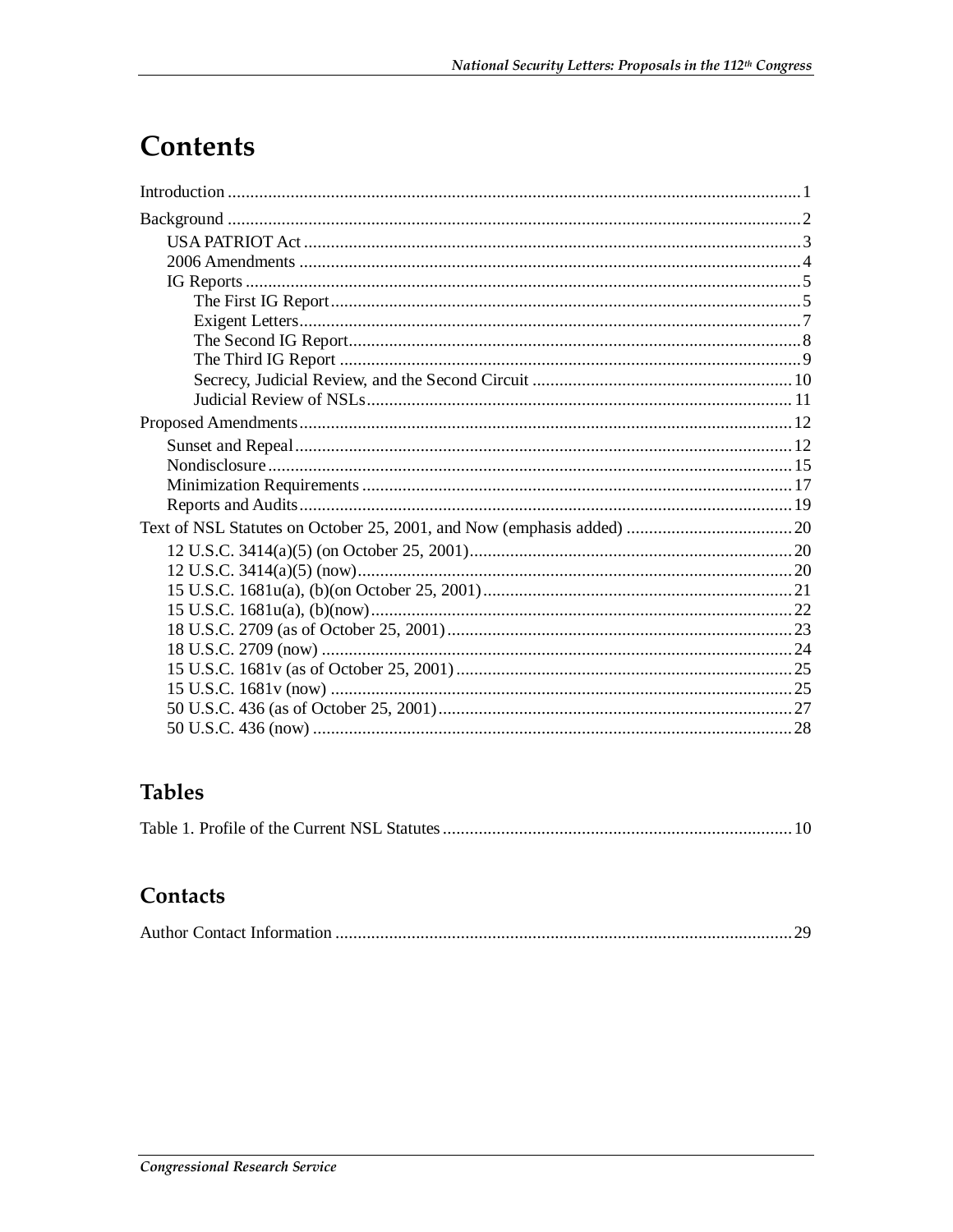# Contents

Introduction ........................................................................................................................ 1

Background ........................................................................................................................ 2

- USA PATRIOT Act ....................................................................................................... 3
- 2006 Amendments ........................................................................................................ 4
- IG Reports .................................................................................................................... 5
  - The First IG Report ................................................................................................. 5
  - Exigent Letters ........................................................................................................ 7
  - The Second IG Report ............................................................................................. 8
  - The Third IG Report ............................................................................................... 9
  - Secrecy, Judicial Review, and the Second Circuit ................................................... 10
  - Judicial Review of NSLs ........................................................................................ 11

Proposed Amendments ...................................................................................................... 12

- Sunset and Repeal ........................................................................................................ 12
- Nondisclosure .............................................................................................................. 15
- Minimization Requirements ......................................................................................... 17
- Reports and Audits ....................................................................................................... 19

Text of NSL Statutes on October 25, 2001, and Now (emphasis added) ............................... 20

- 12 U.S.C. 3414(a)(5) (on October 25, 2001) .................................................................. 20
- 12 U.S.C. 3414(a)(5) (now) ........................................................................................... 20
- 15 U.S.C. 1681u(a), (b)(on October 25, 2001) ............................................................... 21
- 15 U.S.C. 1681u(a), (b)(now) ........................................................................................ 22
- 18 U.S.C. 2709 (as of October 25, 2001) ....................................................................... 23
- 18 U.S.C. 2709 (now) ................................................................................................... 24
- 15 U.S.C. 1681v (as of October 25, 2001) ..................................................................... 25
- 15 U.S.C. 1681v (now) ................................................................................................. 25
- 50 U.S.C. 436 (as of October 25, 2001) ......................................................................... 27
- 50 U.S.C. 436 (now) ..................................................................................................... 28

## Tables

Table 1. Profile of the Current NSL Statutes ....................................................................... 10

## Contacts

Author Contact Information ............................................................................................... 29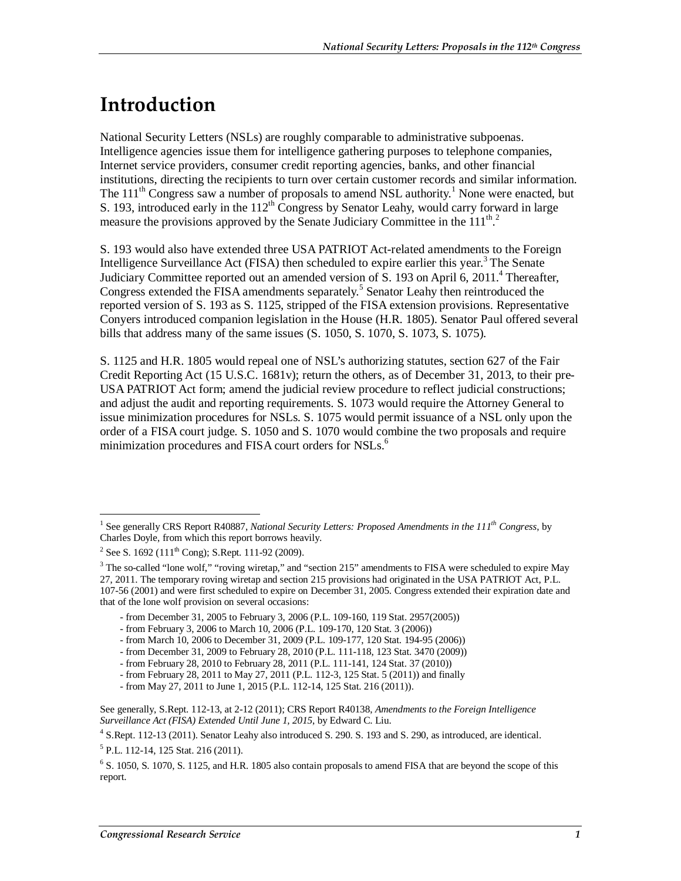# Introduction

National Security Letters (NSLs) are roughly comparable to administrative subpoenas. Intelligence agencies issue them for intelligence gathering purposes to telephone companies, Internet service providers, consumer credit reporting agencies, banks, and other financial institutions, directing the recipients to turn over certain customer records and similar information. The 111th Congress saw a number of proposals to amend NSL authority.[1] None were enacted, but S. 193, introduced early in the 112th Congress by Senator Leahy, would carry forward in large measure the provisions approved by the Senate Judiciary Committee in the 111th.[2]

S. 193 would also have extended three USA PATRIOT Act-related amendments to the Foreign Intelligence Surveillance Act (FISA) then scheduled to expire earlier this year.[3] The Senate Judiciary Committee reported out an amended version of S. 193 on April 6, 2011.[4] Thereafter, Congress extended the FISA amendments separately.[5] Senator Leahy then reintroduced the reported version of S. 193 as S. 1125, stripped of the FISA extension provisions. Representative Conyers introduced companion legislation in the House (H.R. 1805). Senator Paul offered several bills that address many of the same issues (S. 1050, S. 1070, S. 1073, S. 1075).

S. 1125 and H.R. 1805 would repeal one of NSL's authorizing statutes, section 627 of the Fair Credit Reporting Act (15 U.S.C. 1681v); return the others, as of December 31, 2013, to their pre-USA PATRIOT Act form; amend the judicial review procedure to reflect judicial constructions; and adjust the audit and reporting requirements. S. 1073 would require the Attorney General to issue minimization procedures for NSLs. S. 1075 would permit issuance of a NSL only upon the order of a FISA court judge. S. 1050 and S. 1070 would combine the two proposals and require minimization procedures and FISA court orders for NSLs.[6]

---

[1] See generally CRS Report R40887, *National Security Letters: Proposed Amendments in the 111th Congress*, by Charles Doyle, from which this report borrows heavily.

[2] See S. 1692 (111th Cong); S.Rept. 111-92 (2009).

[3] The so-called "lone wolf," "roving wiretap," and "section 215" amendments to FISA were scheduled to expire May 27, 2011. The temporary roving wiretap and section 215 provisions had originated in the USA PATRIOT Act, P.L. 107-56 (2001) and were first scheduled to expire on December 31, 2005. Congress extended their expiration date and that of the lone wolf provision on several occasions:

- from December 31, 2005 to February 3, 2006 (P.L. 109-160, 119 Stat. 2957(2005))
- from February 3, 2006 to March 10, 2006 (P.L. 109-170, 120 Stat. 3 (2006))
- from March 10, 2006 to December 31, 2009 (P.L. 109-177, 120 Stat. 194-95 (2006))
- from December 31, 2009 to February 28, 2010 (P.L. 111-118, 123 Stat. 3470 (2009))
- from February 28, 2010 to February 28, 2011 (P.L. 111-141, 124 Stat. 37 (2010))
- from February 28, 2011 to May 27, 2011 (P.L. 112-3, 125 Stat. 5 (2011)) and finally
- from May 27, 2011 to June 1, 2015 (P.L. 112-14, 125 Stat. 216 (2011)).

See generally, S.Rept. 112-13, at 2-12 (2011); CRS Report R40138, *Amendments to the Foreign Intelligence Surveillance Act (FISA) Extended Until June 1, 2015*, by Edward C. Liu.

[4] S.Rept. 112-13 (2011). Senator Leahy also introduced S. 290. S. 193 and S. 290, as introduced, are identical.

[5] P.L. 112-14, 125 Stat. 216 (2011).

[6] S. 1050, S. 1070, S. 1125, and H.R. 1805 also contain proposals to amend FISA that are beyond the scope of this report.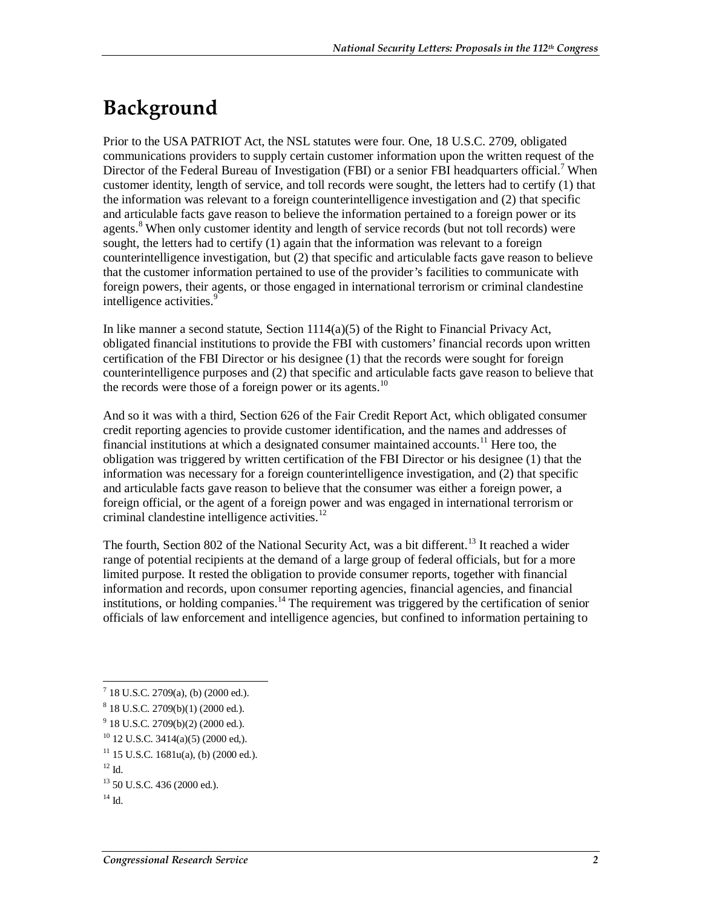# Background

Prior to the USA PATRIOT Act, the NSL statutes were four. One, 18 U.S.C. 2709, obligated communications providers to supply certain customer information upon the written request of the Director of the Federal Bureau of Investigation (FBI) or a senior FBI headquarters official.[7] When customer identity, length of service, and toll records were sought, the letters had to certify (1) that the information was relevant to a foreign counterintelligence investigation and (2) that specific and articulable facts gave reason to believe the information pertained to a foreign power or its agents.[8] When only customer identity and length of service records (but not toll records) were sought, the letters had to certify (1) again that the information was relevant to a foreign counterintelligence investigation, but (2) that specific and articulable facts gave reason to believe that the customer information pertained to use of the provider's facilities to communicate with foreign powers, their agents, or those engaged in international terrorism or criminal clandestine intelligence activities.[9]

In like manner a second statute, Section 1114(a)(5) of the Right to Financial Privacy Act, obligated financial institutions to provide the FBI with customers' financial records upon written certification of the FBI Director or his designee (1) that the records were sought for foreign counterintelligence purposes and (2) that specific and articulable facts gave reason to believe that the records were those of a foreign power or its agents.[10]

And so it was with a third, Section 626 of the Fair Credit Report Act, which obligated consumer credit reporting agencies to provide customer identification, and the names and addresses of financial institutions at which a designated consumer maintained accounts.[11] Here too, the obligation was triggered by written certification of the FBI Director or his designee (1) that the information was necessary for a foreign counterintelligence investigation, and (2) that specific and articulable facts gave reason to believe that the consumer was either a foreign power, a foreign official, or the agent of a foreign power and was engaged in international terrorism or criminal clandestine intelligence activities.[12]

The fourth, Section 802 of the National Security Act, was a bit different.[13] It reached a wider range of potential recipients at the demand of a large group of federal officials, but for a more limited purpose. It rested the obligation to provide consumer reports, together with financial information and records, upon consumer reporting agencies, financial agencies, and financial institutions, or holding companies.[14] The requirement was triggered by the certification of senior officials of law enforcement and intelligence agencies, but confined to information pertaining to

---

[7] 18 U.S.C. 2709(a), (b) (2000 ed.).

[8] 18 U.S.C. 2709(b)(1) (2000 ed.).

[9] 18 U.S.C. 2709(b)(2) (2000 ed.).

[10] 12 U.S.C. 3414(a)(5) (2000 ed,).

[11] 15 U.S.C. 1681u(a), (b) (2000 ed.).

[12] Id.

[13] 50 U.S.C. 436 (2000 ed.).

[14] Id.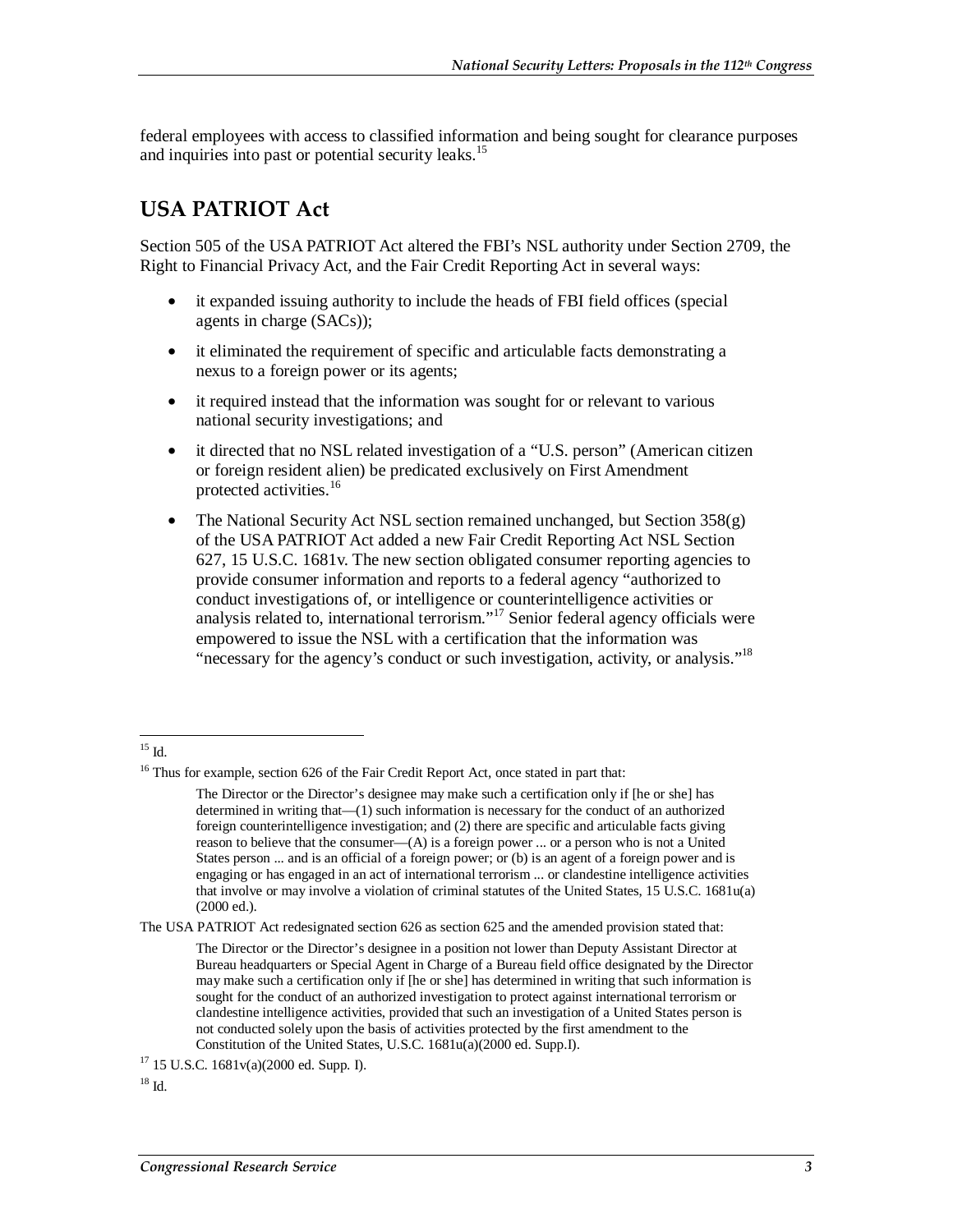federal employees with access to classified information and being sought for clearance purposes and inquiries into past or potential security leaks.[15]

## USA PATRIOT Act

Section 505 of the USA PATRIOT Act altered the FBI's NSL authority under Section 2709, the Right to Financial Privacy Act, and the Fair Credit Reporting Act in several ways:

- it expanded issuing authority to include the heads of FBI field offices (special agents in charge (SACs));
- it eliminated the requirement of specific and articulable facts demonstrating a nexus to a foreign power or its agents;
- it required instead that the information was sought for or relevant to various national security investigations; and
- it directed that no NSL related investigation of a "U.S. person" (American citizen or foreign resident alien) be predicated exclusively on First Amendment protected activities.[16]
- The National Security Act NSL section remained unchanged, but Section 358(g) of the USA PATRIOT Act added a new Fair Credit Reporting Act NSL Section 627, 15 U.S.C. 1681v. The new section obligated consumer reporting agencies to provide consumer information and reports to a federal agency "authorized to conduct investigations of, or intelligence or counterintelligence activities or analysis related to, international terrorism."[17] Senior federal agency officials were empowered to issue the NSL with a certification that the information was "necessary for the agency's conduct or such investigation, activity, or analysis."[18]

---

[15] Id.

[16] Thus for example, section 626 of the Fair Credit Report Act, once stated in part that:

> The Director or the Director's designee may make such a certification only if [he or she] has determined in writing that—(1) such information is necessary for the conduct of an authorized foreign counterintelligence investigation; and (2) there are specific and articulable facts giving reason to believe that the consumer—(A) is a foreign power ... or a person who is not a United States person ... and is an official of a foreign power; or (b) is an agent of a foreign power and is engaging or has engaged in an act of international terrorism ... or clandestine intelligence activities that involve or may involve a violation of criminal statutes of the United States, 15 U.S.C. 1681u(a) (2000 ed.).

The USA PATRIOT Act redesignated section 626 as section 625 and the amended provision stated that:

> The Director or the Director's designee in a position not lower than Deputy Assistant Director at Bureau headquarters or Special Agent in Charge of a Bureau field office designated by the Director may make such a certification only if [he or she] has determined in writing that such information is sought for the conduct of an authorized investigation to protect against international terrorism or clandestine intelligence activities, provided that such an investigation of a United States person is not conducted solely upon the basis of activities protected by the first amendment to the Constitution of the United States, U.S.C. 1681u(a)(2000 ed. Supp.I).

[17] 15 U.S.C. 1681v(a)(2000 ed. Supp. I).

[18] Id.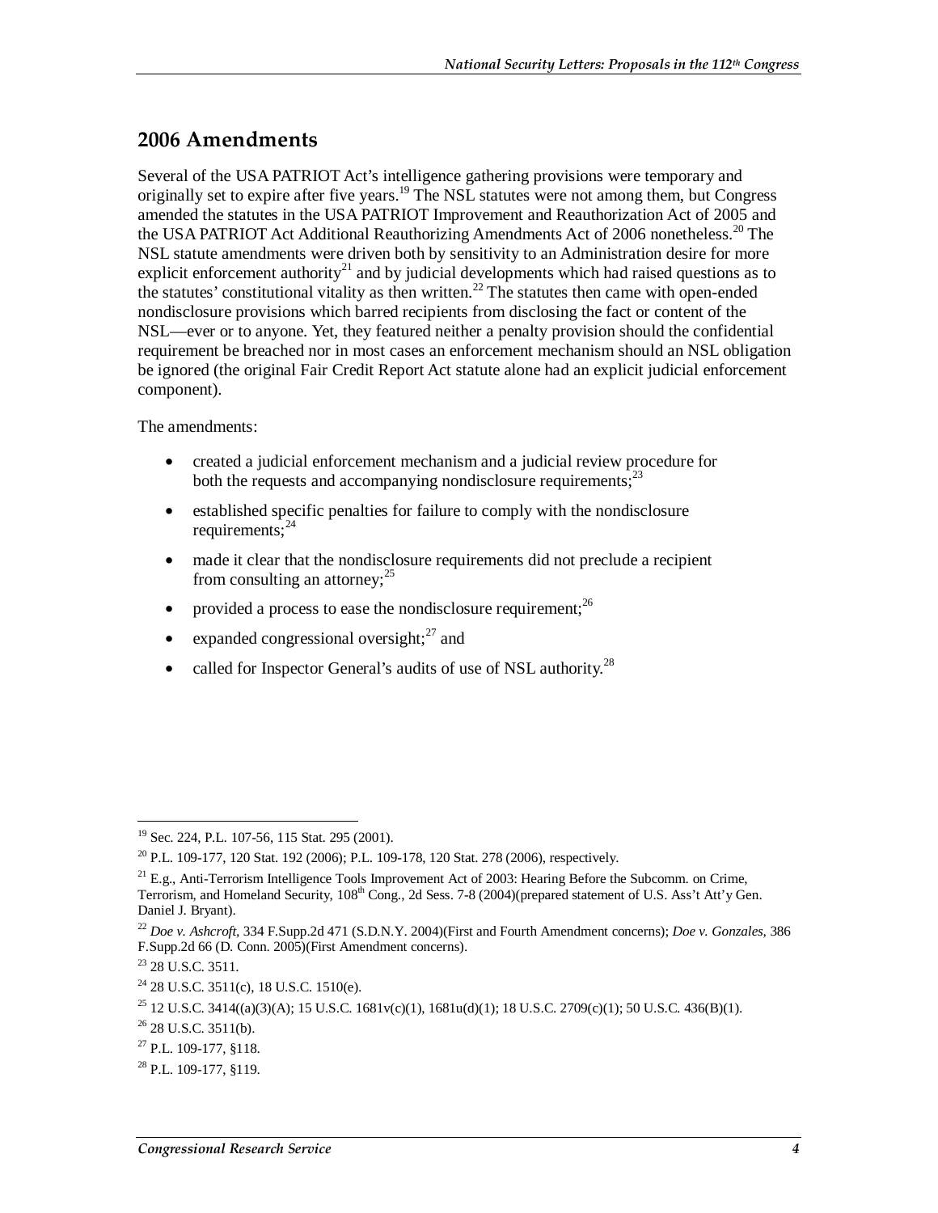## 2006 Amendments

Several of the USA PATRIOT Act's intelligence gathering provisions were temporary and originally set to expire after five years.[19] The NSL statutes were not among them, but Congress amended the statutes in the USA PATRIOT Improvement and Reauthorization Act of 2005 and the USA PATRIOT Act Additional Reauthorizing Amendments Act of 2006 nonetheless.[20] The NSL statute amendments were driven both by sensitivity to an Administration desire for more explicit enforcement authority[21] and by judicial developments which had raised questions as to the statutes' constitutional vitality as then written.[22] The statutes then came with open-ended nondisclosure provisions which barred recipients from disclosing the fact or content of the NSL—ever or to anyone. Yet, they featured neither a penalty provision should the confidential requirement be breached nor in most cases an enforcement mechanism should an NSL obligation be ignored (the original Fair Credit Report Act statute alone had an explicit judicial enforcement component).

The amendments:

- created a judicial enforcement mechanism and a judicial review procedure for both the requests and accompanying nondisclosure requirements;[23]
- established specific penalties for failure to comply with the nondisclosure requirements;[24]
- made it clear that the nondisclosure requirements did not preclude a recipient from consulting an attorney;[25]
- provided a process to ease the nondisclosure requirement;[26]
- expanded congressional oversight;[27] and
- called for Inspector General's audits of use of NSL authority.[28]

---

[19] Sec. 224, P.L. 107-56, 115 Stat. 295 (2001).

[20] P.L. 109-177, 120 Stat. 192 (2006); P.L. 109-178, 120 Stat. 278 (2006), respectively.

[21] E.g., Anti-Terrorism Intelligence Tools Improvement Act of 2003: Hearing Before the Subcomm. on Crime, Terrorism, and Homeland Security, 108th Cong., 2d Sess. 7-8 (2004)(prepared statement of U.S. Ass't Att'y Gen. Daniel J. Bryant).

[22] *Doe v. Ashcroft*, 334 F.Supp.2d 471 (S.D.N.Y. 2004)(First and Fourth Amendment concerns); *Doe v. Gonzales*, 386 F.Supp.2d 66 (D. Conn. 2005)(First Amendment concerns).

[23] 28 U.S.C. 3511.

[24] 28 U.S.C. 3511(c), 18 U.S.C. 1510(e).

[25] 12 U.S.C. 3414((a)(3)(A); 15 U.S.C. 1681v(c)(1), 1681u(d)(1); 18 U.S.C. 2709(c)(1); 50 U.S.C. 436(B)(1).

[26] 28 U.S.C. 3511(b).

[27] P.L. 109-177, §118.

[28] P.L. 109-177, §119.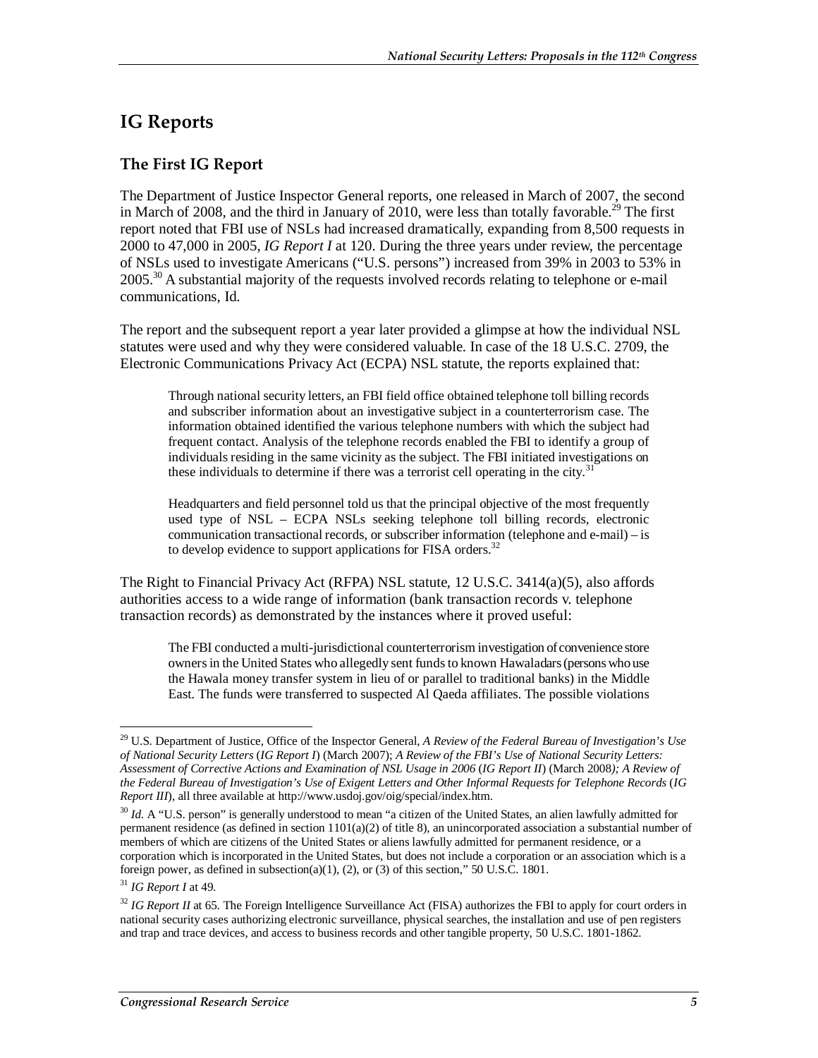## IG Reports

### The First IG Report

The Department of Justice Inspector General reports, one released in March of 2007, the second in March of 2008, and the third in January of 2010, were less than totally favorable.[29] The first report noted that FBI use of NSLs had increased dramatically, expanding from 8,500 requests in 2000 to 47,000 in 2005, *IG Report I* at 120. During the three years under review, the percentage of NSLs used to investigate Americans ("U.S. persons") increased from 39% in 2003 to 53% in 2005.[30] A substantial majority of the requests involved records relating to telephone or e-mail communications, Id.

The report and the subsequent report a year later provided a glimpse at how the individual NSL statutes were used and why they were considered valuable. In case of the 18 U.S.C. 2709, the Electronic Communications Privacy Act (ECPA) NSL statute, the reports explained that:

> Through national security letters, an FBI field office obtained telephone toll billing records and subscriber information about an investigative subject in a counterterrorism case. The information obtained identified the various telephone numbers with which the subject had frequent contact. Analysis of the telephone records enabled the FBI to identify a group of individuals residing in the same vicinity as the subject. The FBI initiated investigations on these individuals to determine if there was a terrorist cell operating in the city.[31]
>
> Headquarters and field personnel told us that the principal objective of the most frequently used type of NSL – ECPA NSLs seeking telephone toll billing records, electronic communication transactional records, or subscriber information (telephone and e-mail) – is to develop evidence to support applications for FISA orders.[32]

The Right to Financial Privacy Act (RFPA) NSL statute, 12 U.S.C. 3414(a)(5), also affords authorities access to a wide range of information (bank transaction records v. telephone transaction records) as demonstrated by the instances where it proved useful:

> The FBI conducted a multi-jurisdictional counterterrorism investigation of convenience store owners in the United States who allegedly sent funds to known Hawaladars (persons who use the Hawala money transfer system in lieu of or parallel to traditional banks) in the Middle East. The funds were transferred to suspected Al Qaeda affiliates. The possible violations

---

[29] U.S. Department of Justice, Office of the Inspector General, *A Review of the Federal Bureau of Investigation's Use of National Security Letters* (*IG Report I*) (March 2007); *A Review of the FBI's Use of National Security Letters: Assessment of Corrective Actions and Examination of NSL Usage in 2006* (*IG Report II*) (March 2008*); A Review of the Federal Bureau of Investigation's Use of Exigent Letters and Other Informal Requests for Telephone Records* (*IG Report III*), all three available at http://www.usdoj.gov/oig/special/index.htm.

[30] *Id.* A "U.S. person" is generally understood to mean "a citizen of the United States, an alien lawfully admitted for permanent residence (as defined in section 1101(a)(2) of title 8), an unincorporated association a substantial number of members of which are citizens of the United States or aliens lawfully admitted for permanent residence, or a corporation which is incorporated in the United States, but does not include a corporation or an association which is a foreign power, as defined in subsection(a)(1), (2), or (3) of this section," 50 U.S.C. 1801.

[31] *IG Report I* at 49.

[32] *IG Report II* at 65. The Foreign Intelligence Surveillance Act (FISA) authorizes the FBI to apply for court orders in national security cases authorizing electronic surveillance, physical searches, the installation and use of pen registers and trap and trace devices, and access to business records and other tangible property, 50 U.S.C. 1801-1862.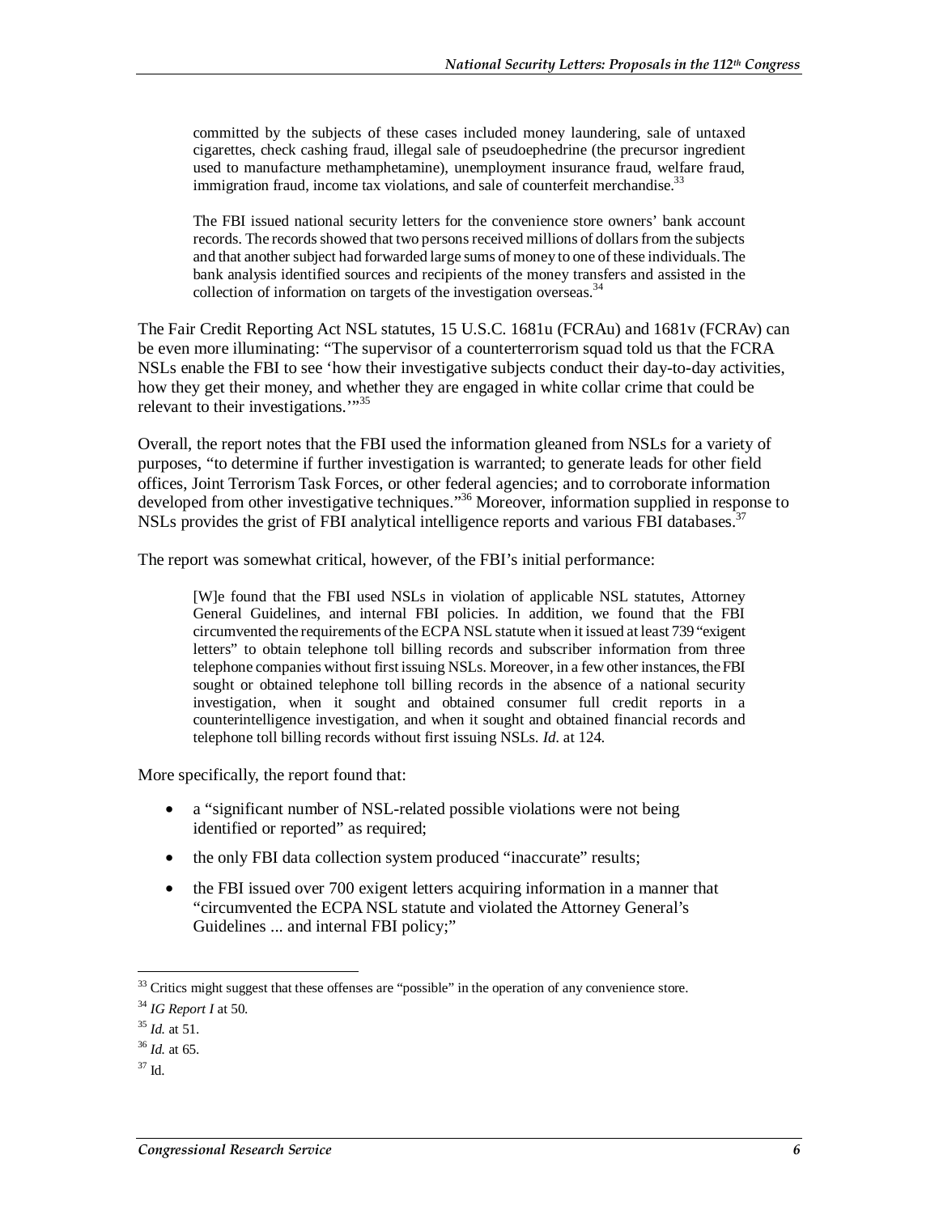> committed by the subjects of these cases included money laundering, sale of untaxed cigarettes, check cashing fraud, illegal sale of pseudoephedrine (the precursor ingredient used to manufacture methamphetamine), unemployment insurance fraud, welfare fraud, immigration fraud, income tax violations, and sale of counterfeit merchandise.[33]
>
> The FBI issued national security letters for the convenience store owners' bank account records. The records showed that two persons received millions of dollars from the subjects and that another subject had forwarded large sums of money to one of these individuals. The bank analysis identified sources and recipients of the money transfers and assisted in the collection of information on targets of the investigation overseas.[34]

The Fair Credit Reporting Act NSL statutes, 15 U.S.C. 1681u (FCRAu) and 1681v (FCRAv) can be even more illuminating: "The supervisor of a counterterrorism squad told us that the FCRA NSLs enable the FBI to see 'how their investigative subjects conduct their day-to-day activities, how they get their money, and whether they are engaged in white collar crime that could be relevant to their investigations.'"[35]

Overall, the report notes that the FBI used the information gleaned from NSLs for a variety of purposes, "to determine if further investigation is warranted; to generate leads for other field offices, Joint Terrorism Task Forces, or other federal agencies; and to corroborate information developed from other investigative techniques."[36] Moreover, information supplied in response to NSLs provides the grist of FBI analytical intelligence reports and various FBI databases.[37]

The report was somewhat critical, however, of the FBI's initial performance:

> [W]e found that the FBI used NSLs in violation of applicable NSL statutes, Attorney General Guidelines, and internal FBI policies. In addition, we found that the FBI circumvented the requirements of the ECPA NSL statute when it issued at least 739 "exigent letters" to obtain telephone toll billing records and subscriber information from three telephone companies without first issuing NSLs. Moreover, in a few other instances, the FBI sought or obtained telephone toll billing records in the absence of a national security investigation, when it sought and obtained consumer full credit reports in a counterintelligence investigation, and when it sought and obtained financial records and telephone toll billing records without first issuing NSLs. *Id.* at 124.

More specifically, the report found that:

- a "significant number of NSL-related possible violations were not being identified or reported" as required;
- the only FBI data collection system produced "inaccurate" results;
- the FBI issued over 700 exigent letters acquiring information in a manner that "circumvented the ECPA NSL statute and violated the Attorney General's Guidelines ... and internal FBI policy;"

---

[33] Critics might suggest that these offenses are "possible" in the operation of any convenience store.

[34] *IG Report I* at 50.

[35] *Id.* at 51.

[36] *Id.* at 65.

[37] Id.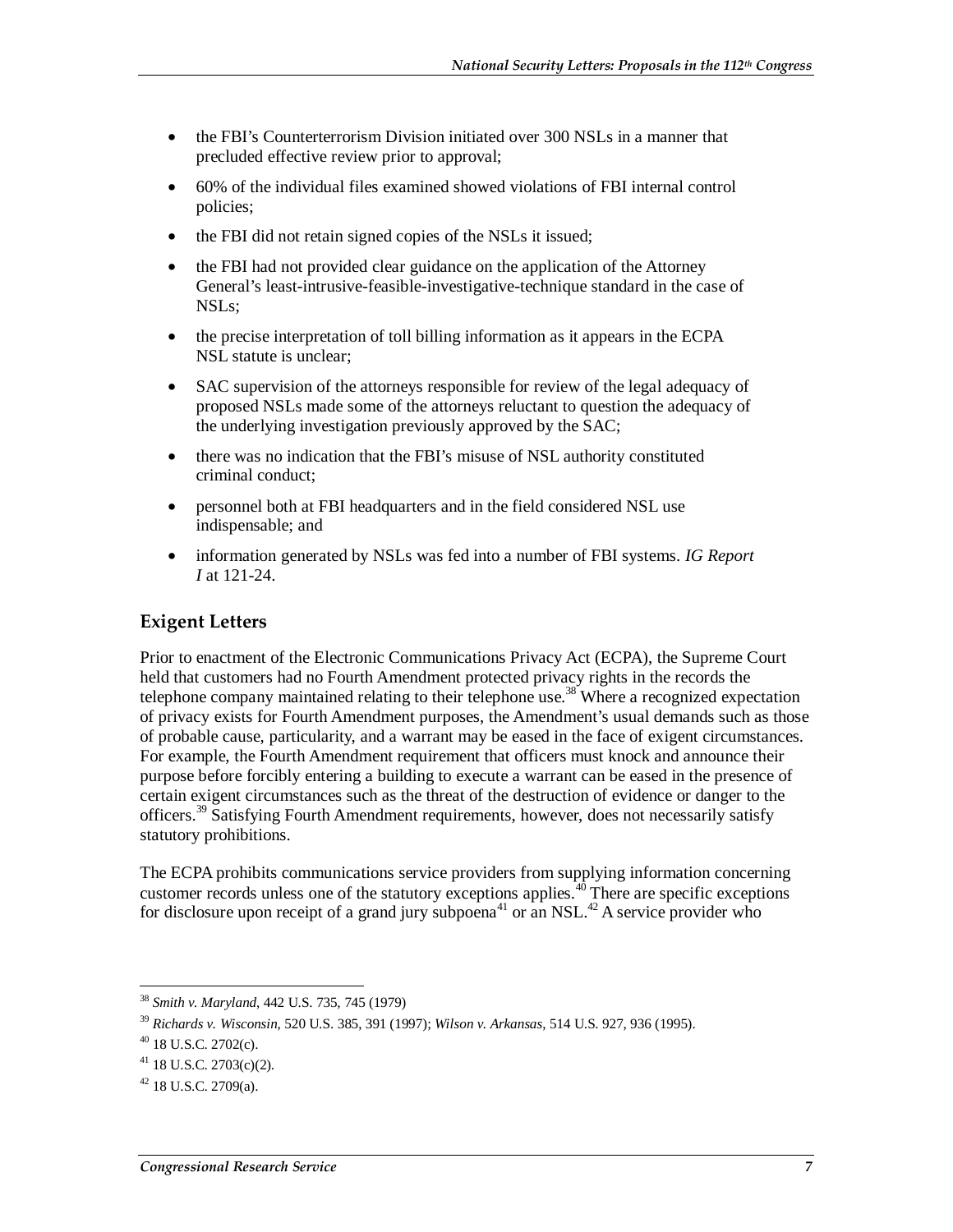- the FBI's Counterterrorism Division initiated over 300 NSLs in a manner that precluded effective review prior to approval;
- 60% of the individual files examined showed violations of FBI internal control policies;
- the FBI did not retain signed copies of the NSLs it issued;
- the FBI had not provided clear guidance on the application of the Attorney General's least-intrusive-feasible-investigative-technique standard in the case of NSLs;
- the precise interpretation of toll billing information as it appears in the ECPA NSL statute is unclear;
- SAC supervision of the attorneys responsible for review of the legal adequacy of proposed NSLs made some of the attorneys reluctant to question the adequacy of the underlying investigation previously approved by the SAC;
- there was no indication that the FBI's misuse of NSL authority constituted criminal conduct;
- personnel both at FBI headquarters and in the field considered NSL use indispensable; and
- information generated by NSLs was fed into a number of FBI systems. *IG Report I* at 121-24.

## Exigent Letters

Prior to enactment of the Electronic Communications Privacy Act (ECPA), the Supreme Court held that customers had no Fourth Amendment protected privacy rights in the records the telephone company maintained relating to their telephone use.[38] Where a recognized expectation of privacy exists for Fourth Amendment purposes, the Amendment's usual demands such as those of probable cause, particularity, and a warrant may be eased in the face of exigent circumstances. For example, the Fourth Amendment requirement that officers must knock and announce their purpose before forcibly entering a building to execute a warrant can be eased in the presence of certain exigent circumstances such as the threat of the destruction of evidence or danger to the officers.[39] Satisfying Fourth Amendment requirements, however, does not necessarily satisfy statutory prohibitions.

The ECPA prohibits communications service providers from supplying information concerning customer records unless one of the statutory exceptions applies.[40] There are specific exceptions for disclosure upon receipt of a grand jury subpoena[41] or an NSL.[42] A service provider who

---

[38] *Smith v. Maryland*, 442 U.S. 735, 745 (1979)

[39] *Richards v. Wisconsin*, 520 U.S. 385, 391 (1997); *Wilson v. Arkansas*, 514 U.S. 927, 936 (1995).

[40] 18 U.S.C. 2702(c).

[41] 18 U.S.C. 2703(c)(2).

[42] 18 U.S.C. 2709(a).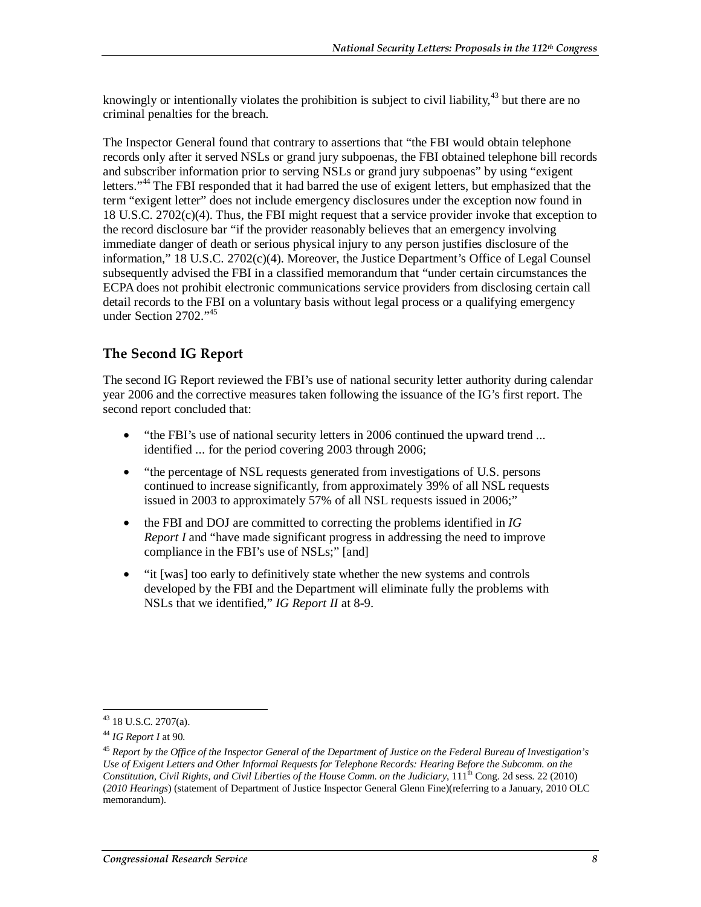knowingly or intentionally violates the prohibition is subject to civil liability,[43] but there are no criminal penalties for the breach.

The Inspector General found that contrary to assertions that "the FBI would obtain telephone records only after it served NSLs or grand jury subpoenas, the FBI obtained telephone bill records and subscriber information prior to serving NSLs or grand jury subpoenas" by using "exigent letters."[44] The FBI responded that it had barred the use of exigent letters, but emphasized that the term "exigent letter" does not include emergency disclosures under the exception now found in 18 U.S.C. 2702(c)(4). Thus, the FBI might request that a service provider invoke that exception to the record disclosure bar "if the provider reasonably believes that an emergency involving immediate danger of death or serious physical injury to any person justifies disclosure of the information," 18 U.S.C. 2702(c)(4). Moreover, the Justice Department's Office of Legal Counsel subsequently advised the FBI in a classified memorandum that "under certain circumstances the ECPA does not prohibit electronic communications service providers from disclosing certain call detail records to the FBI on a voluntary basis without legal process or a qualifying emergency under Section 2702."[45]

## The Second IG Report

The second IG Report reviewed the FBI's use of national security letter authority during calendar year 2006 and the corrective measures taken following the issuance of the IG's first report. The second report concluded that:

- "the FBI's use of national security letters in 2006 continued the upward trend ... identified ... for the period covering 2003 through 2006;
- "the percentage of NSL requests generated from investigations of U.S. persons continued to increase significantly, from approximately 39% of all NSL requests issued in 2003 to approximately 57% of all NSL requests issued in 2006;"
- the FBI and DOJ are committed to correcting the problems identified in *IG Report I* and "have made significant progress in addressing the need to improve compliance in the FBI's use of NSLs;" [and]
- "it [was] too early to definitively state whether the new systems and controls developed by the FBI and the Department will eliminate fully the problems with NSLs that we identified," *IG Report II* at 8-9.

---

[43] 18 U.S.C. 2707(a).

[44] *IG Report I* at 90.

[45] *Report by the Office of the Inspector General of the Department of Justice on the Federal Bureau of Investigation's Use of Exigent Letters and Other Informal Requests for Telephone Records: Hearing Before the Subcomm. on the Constitution, Civil Rights, and Civil Liberties of the House Comm. on the Judiciary*, 111th Cong. 2d sess. 22 (2010) (*2010 Hearings*) (statement of Department of Justice Inspector General Glenn Fine)(referring to a January, 2010 OLC memorandum).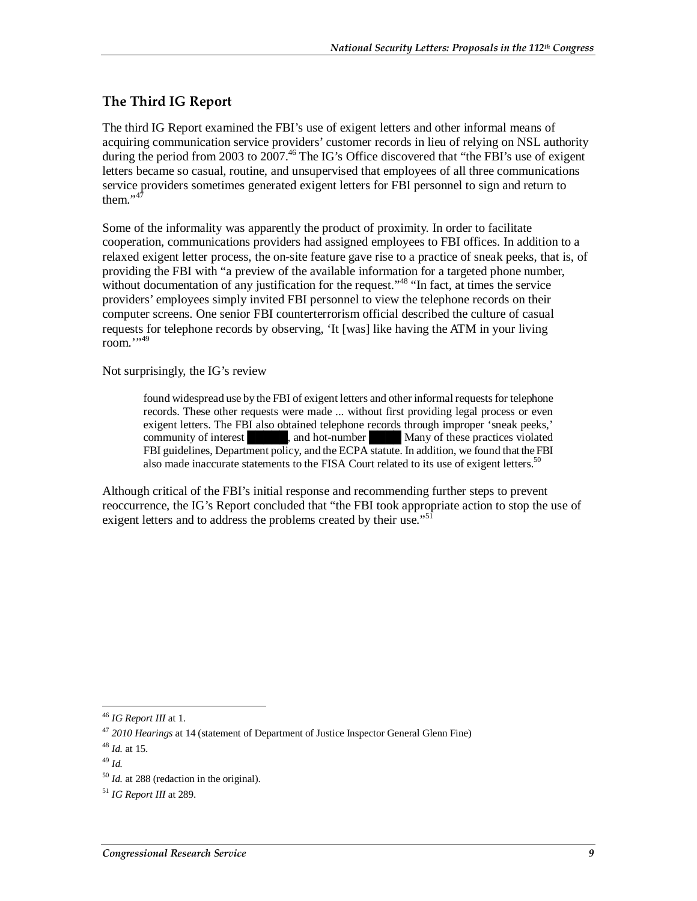## The Third IG Report

The third IG Report examined the FBI's use of exigent letters and other informal means of acquiring communication service providers' customer records in lieu of relying on NSL authority during the period from 2003 to 2007.[46] The IG's Office discovered that "the FBI's use of exigent letters became so casual, routine, and unsupervised that employees of all three communications service providers sometimes generated exigent letters for FBI personnel to sign and return to them."[47]

Some of the informality was apparently the product of proximity. In order to facilitate cooperation, communications providers had assigned employees to FBI offices. In addition to a relaxed exigent letter process, the on-site feature gave rise to a practice of sneak peeks, that is, of providing the FBI with "a preview of the available information for a targeted phone number, without documentation of any justification for the request."[48] "In fact, at times the service providers' employees simply invited FBI personnel to view the telephone records on their computer screens. One senior FBI counterterrorism official described the culture of casual requests for telephone records by observing, 'It [was] like having the ATM in your living room.'"[49]

Not surprisingly, the IG's review

> found widespread use by the FBI of exigent letters and other informal requests for telephone records. These other requests were made ... without first providing legal process or even exigent letters. The FBI also obtained telephone records through improper 'sneak peeks,' community of interest [redacted], and hot-number [redacted] Many of these practices violated FBI guidelines, Department policy, and the ECPA statute. In addition, we found that the FBI also made inaccurate statements to the FISA Court related to its use of exigent letters.[50]

Although critical of the FBI's initial response and recommending further steps to prevent reoccurrence, the IG's Report concluded that "the FBI took appropriate action to stop the use of exigent letters and to address the problems created by their use."[51]

---

[46] *IG Report III* at 1.

[47] *2010 Hearings* at 14 (statement of Department of Justice Inspector General Glenn Fine)

[48] *Id.* at 15.

[49] *Id.*

[50] *Id.* at 288 (redaction in the original).

[51] *IG Report III* at 289.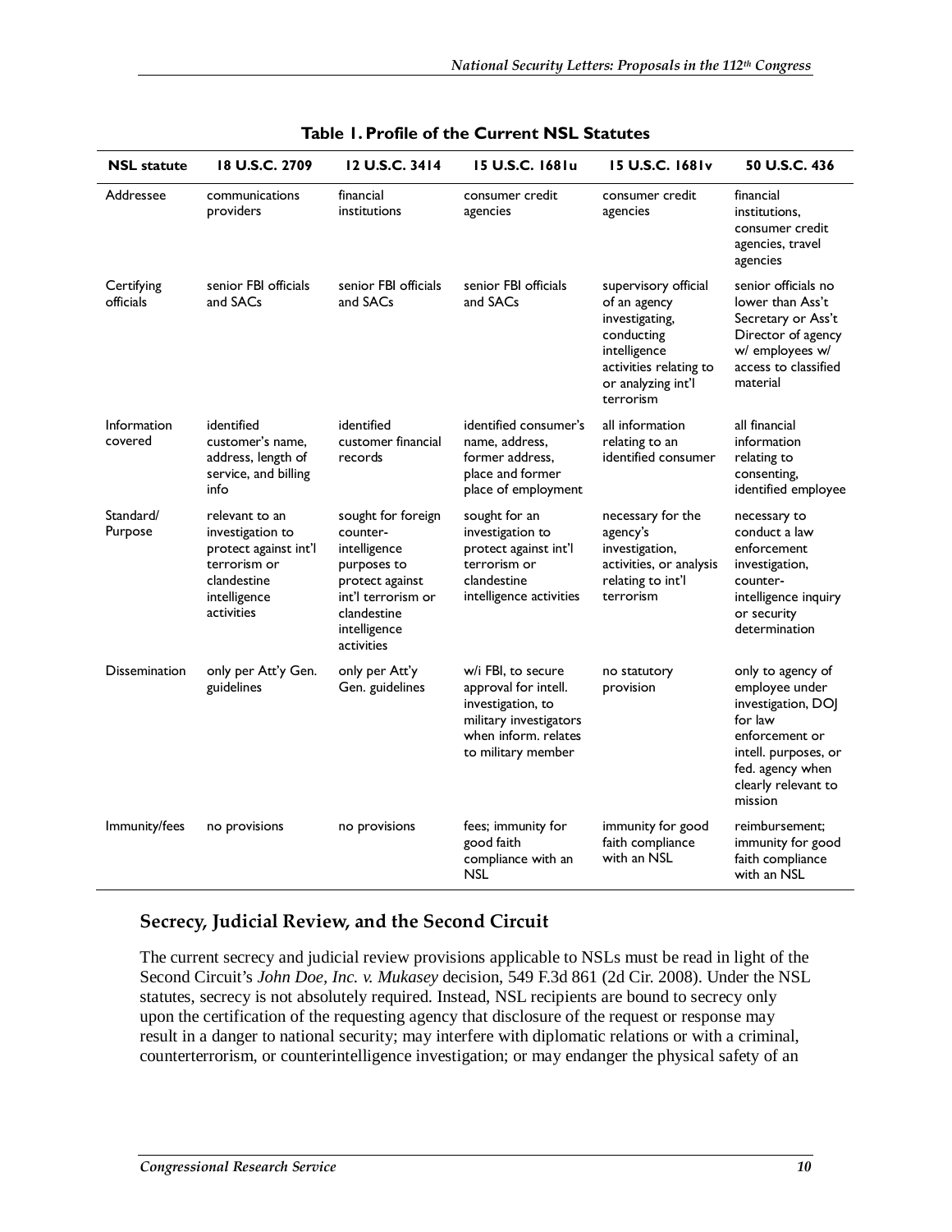**Table 1. Profile of the Current NSL Statutes**

| NSL statute | 18 U.S.C. 2709 | 12 U.S.C. 3414 | 15 U.S.C. 1681u | 15 U.S.C. 1681v | 50 U.S.C. 436 |
|---|---|---|---|---|---|
| Addressee | communications providers | financial institutions | consumer credit agencies | consumer credit agencies | financial institutions, consumer credit agencies, travel agencies |
| Certifying officials | senior FBI officials and SACs | senior FBI officials and SACs | senior FBI officials and SACs | supervisory official of an agency investigating, conducting intelligence activities relating to or analyzing int'l terrorism | senior officials no lower than Ass't Secretary or Ass't Director of agency w/ employees w/ access to classified material |
| Information covered | identified customer's name, address, length of service, and billing info | identified customer financial records | identified consumer's name, address, former address, place and former place of employment | all information relating to an identified consumer | all financial information relating to consenting, identified employee |
| Standard/ Purpose | relevant to an investigation to protect against int'l terrorism or clandestine intelligence activities | sought for foreign counter-intelligence purposes to protect against int'l terrorism or clandestine intelligence activities | sought for an investigation to protect against int'l terrorism or clandestine intelligence activities | necessary for the agency's investigation, activities, or analysis relating to int'l terrorism | necessary to conduct a law enforcement investigation, counter-intelligence inquiry or security determination |
| Dissemination | only per Att'y Gen. guidelines | only per Att'y Gen. guidelines | w/i FBI, to secure approval for intell. investigation, to military investigators when inform. relates to military member | no statutory provision | only to agency of employee under investigation, DOJ for law enforcement or intell. purposes, or fed. agency when clearly relevant to mission |
| Immunity/fees | no provisions | no provisions | fees; immunity for good faith compliance with an NSL | immunity for good faith compliance with an NSL | reimbursement; immunity for good faith compliance with an NSL |

## Secrecy, Judicial Review, and the Second Circuit

The current secrecy and judicial review provisions applicable to NSLs must be read in light of the Second Circuit's *John Doe, Inc. v. Mukasey* decision, 549 F.3d 861 (2d Cir. 2008). Under the NSL statutes, secrecy is not absolutely required. Instead, NSL recipients are bound to secrecy only upon the certification of the requesting agency that disclosure of the request or response may result in a danger to national security; may interfere with diplomatic relations or with a criminal, counterterrorism, or counterintelligence investigation; or may endanger the physical safety of an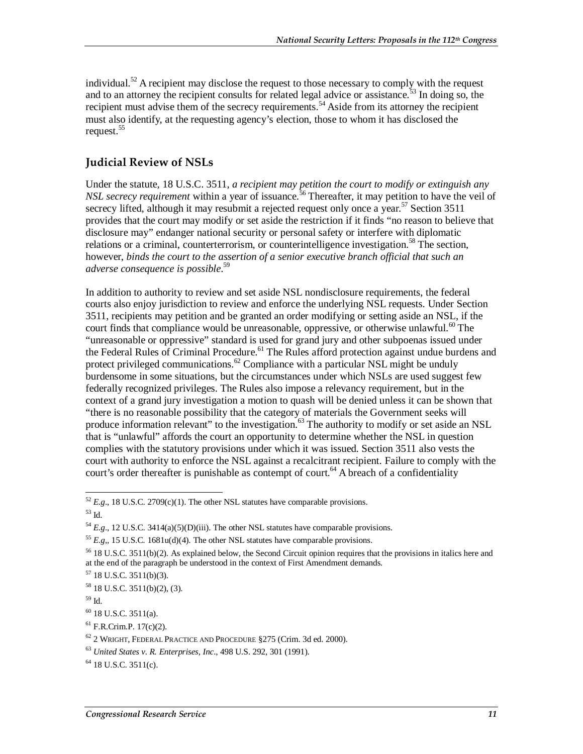individual.[52] A recipient may disclose the request to those necessary to comply with the request and to an attorney the recipient consults for related legal advice or assistance.[53] In doing so, the recipient must advise them of the secrecy requirements.[54] Aside from its attorney the recipient must also identify, at the requesting agency's election, those to whom it has disclosed the request.[55]

## Judicial Review of NSLs

Under the statute, 18 U.S.C. 3511, *a recipient may petition the court to modify or extinguish any NSL secrecy requirement* within a year of issuance.[56] Thereafter, it may petition to have the veil of secrecy lifted, although it may resubmit a rejected request only once a year.[57] Section 3511 provides that the court may modify or set aside the restriction if it finds "no reason to believe that disclosure may" endanger national security or personal safety or interfere with diplomatic relations or a criminal, counterterrorism, or counterintelligence investigation.[58] The section, however, *binds the court to the assertion of a senior executive branch official that such an adverse consequence is possible*.[59]

In addition to authority to review and set aside NSL nondisclosure requirements, the federal courts also enjoy jurisdiction to review and enforce the underlying NSL requests. Under Section 3511, recipients may petition and be granted an order modifying or setting aside an NSL, if the court finds that compliance would be unreasonable, oppressive, or otherwise unlawful.[60] The "unreasonable or oppressive" standard is used for grand jury and other subpoenas issued under the Federal Rules of Criminal Procedure.[61] The Rules afford protection against undue burdens and protect privileged communications.[62] Compliance with a particular NSL might be unduly burdensome in some situations, but the circumstances under which NSLs are used suggest few federally recognized privileges. The Rules also impose a relevancy requirement, but in the context of a grand jury investigation a motion to quash will be denied unless it can be shown that "there is no reasonable possibility that the category of materials the Government seeks will produce information relevant" to the investigation.[63] The authority to modify or set aside an NSL that is "unlawful" affords the court an opportunity to determine whether the NSL in question complies with the statutory provisions under which it was issued. Section 3511 also vests the court with authority to enforce the NSL against a recalcitrant recipient. Failure to comply with the court's order thereafter is punishable as contempt of court.[64] A breach of a confidentiality

---

[52] *E.g*., 18 U.S.C. 2709(c)(1). The other NSL statutes have comparable provisions.

[53] Id.

[54] *E.g*., 12 U.S.C. 3414(a)(5)(D)(iii). The other NSL statutes have comparable provisions.

[55] *E.g*,, 15 U.S.C. 1681u(d)(4). The other NSL statutes have comparable provisions.

[56] 18 U.S.C. 3511(b)(2). As explained below, the Second Circuit opinion requires that the provisions in italics here and at the end of the paragraph be understood in the context of First Amendment demands.

[57] 18 U.S.C. 3511(b)(3).

[58] 18 U.S.C. 3511(b)(2), (3).

[59] Id.

[60] 18 U.S.C. 3511(a).

[61] F.R.Crim.P. 17(c)(2).

[62] 2 WRIGHT, FEDERAL PRACTICE AND PROCEDURE §275 (Crim. 3d ed. 2000).

[63] *United States v. R. Enterprises, Inc*., 498 U.S. 292, 301 (1991).

[64] 18 U.S.C. 3511(c).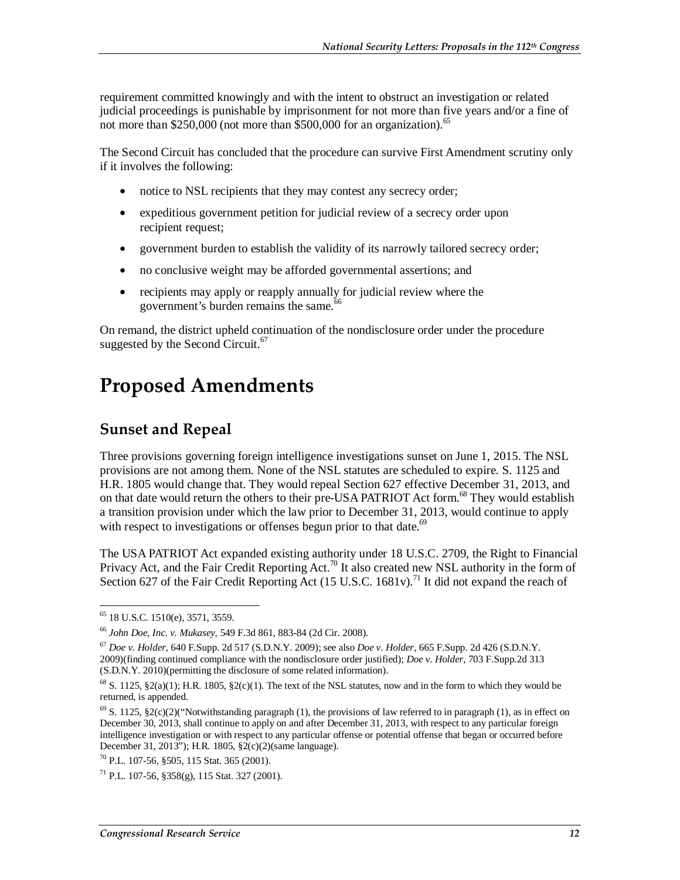requirement committed knowingly and with the intent to obstruct an investigation or related judicial proceedings is punishable by imprisonment for not more than five years and/or a fine of not more than $250,000 (not more than $500,000 for an organization).[65]

The Second Circuit has concluded that the procedure can survive First Amendment scrutiny only if it involves the following:

- notice to NSL recipients that they may contest any secrecy order;
- expeditious government petition for judicial review of a secrecy order upon recipient request;
- government burden to establish the validity of its narrowly tailored secrecy order;
- no conclusive weight may be afforded governmental assertions; and
- recipients may apply or reapply annually for judicial review where the government's burden remains the same.[66]

On remand, the district upheld continuation of the nondisclosure order under the procedure suggested by the Second Circuit.[67]

# Proposed Amendments

## Sunset and Repeal

Three provisions governing foreign intelligence investigations sunset on June 1, 2015. The NSL provisions are not among them. None of the NSL statutes are scheduled to expire. S. 1125 and H.R. 1805 would change that. They would repeal Section 627 effective December 31, 2013, and on that date would return the others to their pre-USA PATRIOT Act form.[68] They would establish a transition provision under which the law prior to December 31, 2013, would continue to apply with respect to investigations or offenses begun prior to that date.[69]

The USA PATRIOT Act expanded existing authority under 18 U.S.C. 2709, the Right to Financial Privacy Act, and the Fair Credit Reporting Act.[70] It also created new NSL authority in the form of Section 627 of the Fair Credit Reporting Act (15 U.S.C. 1681v).[71] It did not expand the reach of

---

[65] 18 U.S.C. 1510(e), 3571, 3559.

[66] *John Doe, Inc. v. Mukasey*, 549 F.3d 861, 883-84 (2d Cir. 2008).

[67] *Doe v. Holder*, 640 F.Supp. 2d 517 (S.D.N.Y. 2009); see also *Doe v. Holder*, 665 F.Supp. 2d 426 (S.D.N.Y. 2009)(finding continued compliance with the nondisclosure order justified); *Doe v. Holder*, 703 F.Supp.2d 313 (S.D.N.Y. 2010)(permitting the disclosure of some related information).

[68] S. 1125, §2(a)(1); H.R. 1805, §2(c)(1). The text of the NSL statutes, now and in the form to which they would be returned, is appended.

[69] S. 1125, §2(c)(2)("Notwithstanding paragraph (1), the provisions of law referred to in paragraph (1), as in effect on December 30, 2013, shall continue to apply on and after December 31, 2013, with respect to any particular foreign intelligence investigation or with respect to any particular offense or potential offense that began or occurred before December 31, 2013"); H.R. 1805, §2(c)(2)(same language).

[70] P.L. 107-56, §505, 115 Stat. 365 (2001).

[71] P.L. 107-56, §358(g), 115 Stat. 327 (2001).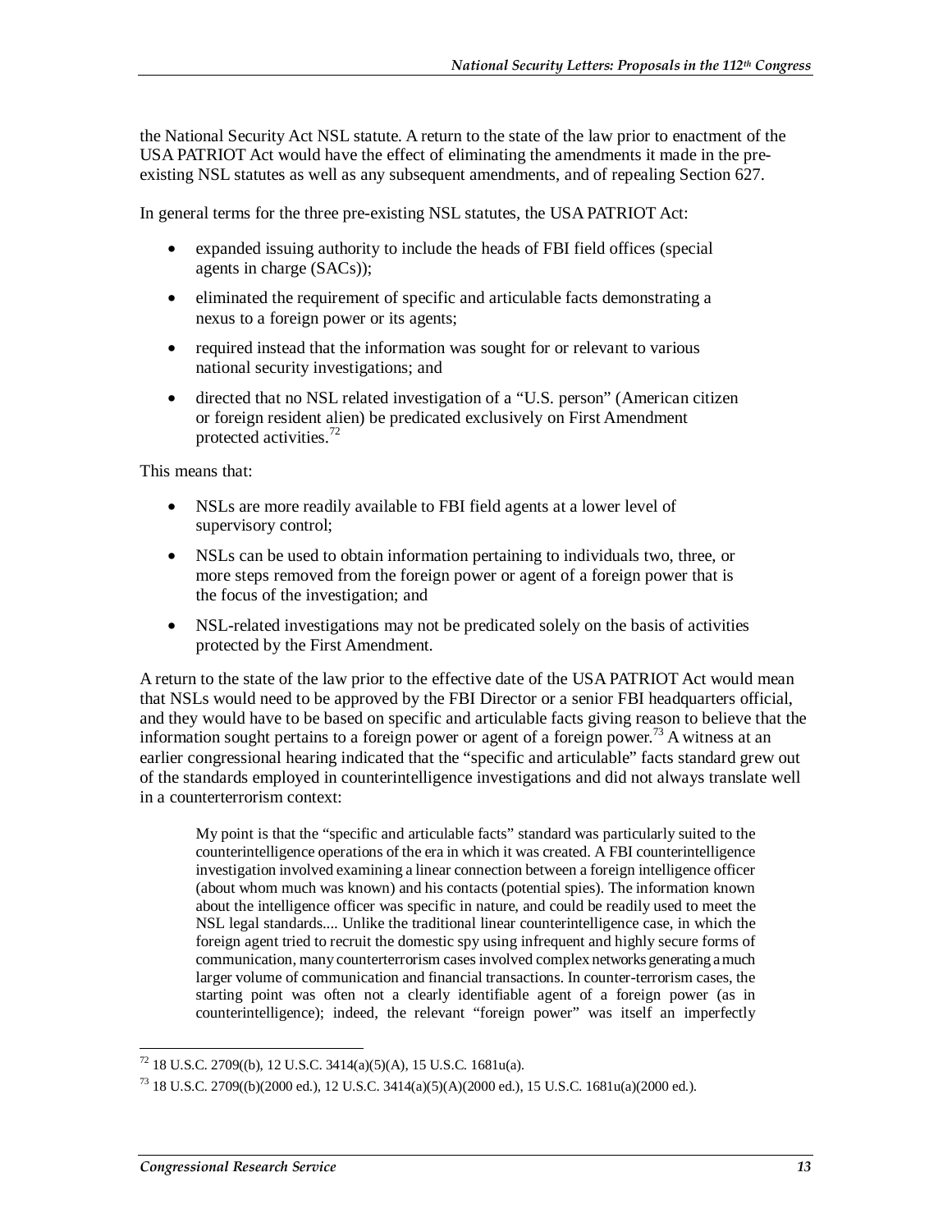the National Security Act NSL statute. A return to the state of the law prior to enactment of the USA PATRIOT Act would have the effect of eliminating the amendments it made in the pre-existing NSL statutes as well as any subsequent amendments, and of repealing Section 627.

In general terms for the three pre-existing NSL statutes, the USA PATRIOT Act:

- expanded issuing authority to include the heads of FBI field offices (special agents in charge (SACs));
- eliminated the requirement of specific and articulable facts demonstrating a nexus to a foreign power or its agents;
- required instead that the information was sought for or relevant to various national security investigations; and
- directed that no NSL related investigation of a "U.S. person" (American citizen or foreign resident alien) be predicated exclusively on First Amendment protected activities.[72]

This means that:

- NSLs are more readily available to FBI field agents at a lower level of supervisory control;
- NSLs can be used to obtain information pertaining to individuals two, three, or more steps removed from the foreign power or agent of a foreign power that is the focus of the investigation; and
- NSL-related investigations may not be predicated solely on the basis of activities protected by the First Amendment.

A return to the state of the law prior to the effective date of the USA PATRIOT Act would mean that NSLs would need to be approved by the FBI Director or a senior FBI headquarters official, and they would have to be based on specific and articulable facts giving reason to believe that the information sought pertains to a foreign power or agent of a foreign power.[73] A witness at an earlier congressional hearing indicated that the "specific and articulable" facts standard grew out of the standards employed in counterintelligence investigations and did not always translate well in a counterterrorism context:

> My point is that the "specific and articulable facts" standard was particularly suited to the counterintelligence operations of the era in which it was created. A FBI counterintelligence investigation involved examining a linear connection between a foreign intelligence officer (about whom much was known) and his contacts (potential spies). The information known about the intelligence officer was specific in nature, and could be readily used to meet the NSL legal standards.... Unlike the traditional linear counterintelligence case, in which the foreign agent tried to recruit the domestic spy using infrequent and highly secure forms of communication, many counterterrorism cases involved complex networks generating a much larger volume of communication and financial transactions. In counter-terrorism cases, the starting point was often not a clearly identifiable agent of a foreign power (as in counterintelligence); indeed, the relevant "foreign power" was itself an imperfectly

---

[72] 18 U.S.C. 2709((b), 12 U.S.C. 3414(a)(5)(A), 15 U.S.C. 1681u(a).

[73] 18 U.S.C. 2709((b)(2000 ed.), 12 U.S.C. 3414(a)(5)(A)(2000 ed.), 15 U.S.C. 1681u(a)(2000 ed.).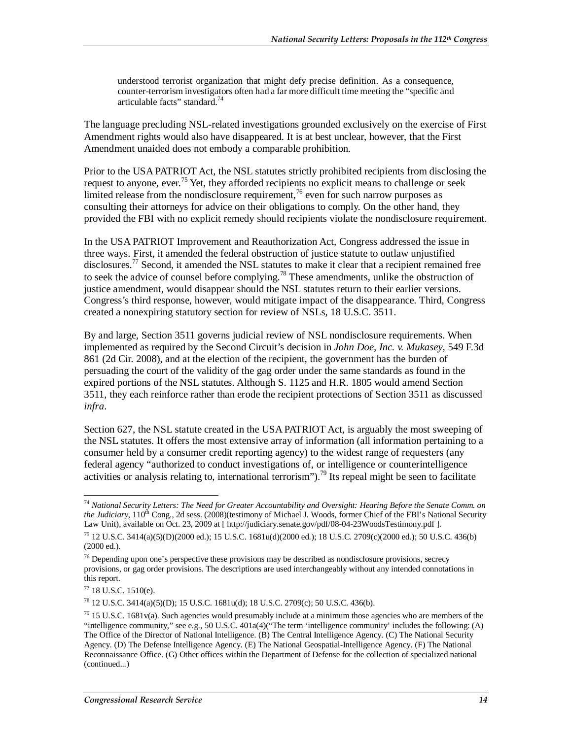> understood terrorist organization that might defy precise definition. As a consequence, counter-terrorism investigators often had a far more difficult time meeting the "specific and articulable facts" standard.[74]

The language precluding NSL-related investigations grounded exclusively on the exercise of First Amendment rights would also have disappeared. It is at best unclear, however, that the First Amendment unaided does not embody a comparable prohibition.

Prior to the USA PATRIOT Act, the NSL statutes strictly prohibited recipients from disclosing the request to anyone, ever.[75] Yet, they afforded recipients no explicit means to challenge or seek limited release from the nondisclosure requirement,[76] even for such narrow purposes as consulting their attorneys for advice on their obligations to comply. On the other hand, they provided the FBI with no explicit remedy should recipients violate the nondisclosure requirement.

In the USA PATRIOT Improvement and Reauthorization Act, Congress addressed the issue in three ways. First, it amended the federal obstruction of justice statute to outlaw unjustified disclosures.[77] Second, it amended the NSL statutes to make it clear that a recipient remained free to seek the advice of counsel before complying.[78] These amendments, unlike the obstruction of justice amendment, would disappear should the NSL statutes return to their earlier versions. Congress's third response, however, would mitigate impact of the disappearance. Third, Congress created a nonexpiring statutory section for review of NSLs, 18 U.S.C. 3511.

By and large, Section 3511 governs judicial review of NSL nondisclosure requirements. When implemented as required by the Second Circuit's decision in *John Doe, Inc. v. Mukasey*, 549 F.3d 861 (2d Cir. 2008), and at the election of the recipient, the government has the burden of persuading the court of the validity of the gag order under the same standards as found in the expired portions of the NSL statutes. Although S. 1125 and H.R. 1805 would amend Section 3511, they each reinforce rather than erode the recipient protections of Section 3511 as discussed *infra*.

Section 627, the NSL statute created in the USA PATRIOT Act, is arguably the most sweeping of the NSL statutes. It offers the most extensive array of information (all information pertaining to a consumer held by a consumer credit reporting agency) to the widest range of requesters (any federal agency "authorized to conduct investigations of, or intelligence or counterintelligence activities or analysis relating to, international terrorism").[79] Its repeal might be seen to facilitate

---

[74] *National Security Letters: The Need for Greater Accountability and Oversight: Hearing Before the Senate Comm. on the Judiciary*, 110th Cong., 2d sess. (2008)(testimony of Michael J. Woods, former Chief of the FBI's National Security Law Unit), available on Oct. 23, 2009 at [ http://judiciary.senate.gov/pdf/08-04-23WoodsTestimony.pdf ].

[75] 12 U.S.C. 3414(a)(5)(D)(2000 ed.); 15 U.S.C. 1681u(d)(2000 ed.); 18 U.S.C. 2709(c)(2000 ed.); 50 U.S.C. 436(b) (2000 ed.).

[76] Depending upon one's perspective these provisions may be described as nondisclosure provisions, secrecy provisions, or gag order provisions. The descriptions are used interchangeably without any intended connotations in this report.

[77] 18 U.S.C. 1510(e).

[78] 12 U.S.C. 3414(a)(5)(D); 15 U.S.C. 1681u(d); 18 U.S.C. 2709(c); 50 U.S.C. 436(b).

[79] 15 U.S.C. 1681v(a). Such agencies would presumably include at a minimum those agencies who are members of the "intelligence community," see e.g., 50 U.S.C. 401a(4)("The term 'intelligence community' includes the following: (A) The Office of the Director of National Intelligence. (B) The Central Intelligence Agency. (C) The National Security Agency. (D) The Defense Intelligence Agency. (E) The National Geospatial-Intelligence Agency. (F) The National Reconnaissance Office. (G) Other offices within the Department of Defense for the collection of specialized national (continued...)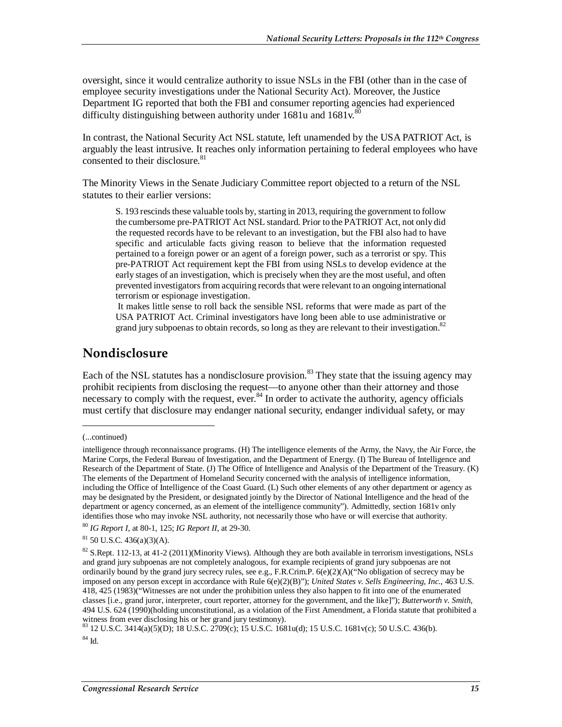oversight, since it would centralize authority to issue NSLs in the FBI (other than in the case of employee security investigations under the National Security Act). Moreover, the Justice Department IG reported that both the FBI and consumer reporting agencies had experienced difficulty distinguishing between authority under 1681u and 1681v.[80]

In contrast, the National Security Act NSL statute, left unamended by the USA PATRIOT Act, is arguably the least intrusive. It reaches only information pertaining to federal employees who have consented to their disclosure.[81]

The Minority Views in the Senate Judiciary Committee report objected to a return of the NSL statutes to their earlier versions:

> S. 193 rescinds these valuable tools by, starting in 2013, requiring the government to follow the cumbersome pre-PATRIOT Act NSL standard. Prior to the PATRIOT Act, not only did the requested records have to be relevant to an investigation, but the FBI also had to have specific and articulable facts giving reason to believe that the information requested pertained to a foreign power or an agent of a foreign power, such as a terrorist or spy. This pre-PATRIOT Act requirement kept the FBI from using NSLs to develop evidence at the early stages of an investigation, which is precisely when they are the most useful, and often prevented investigators from acquiring records that were relevant to an ongoing international terrorism or espionage investigation.
>
> It makes little sense to roll back the sensible NSL reforms that were made as part of the USA PATRIOT Act. Criminal investigators have long been able to use administrative or grand jury subpoenas to obtain records, so long as they are relevant to their investigation.[82]

## Nondisclosure

Each of the NSL statutes has a nondisclosure provision.[83] They state that the issuing agency may prohibit recipients from disclosing the request—to anyone other than their attorney and those necessary to comply with the request, ever.[84] In order to activate the authority, agency officials must certify that disclosure may endanger national security, endanger individual safety, or may

---

(...continued)

intelligence through reconnaissance programs. (H) The intelligence elements of the Army, the Navy, the Air Force, the Marine Corps, the Federal Bureau of Investigation, and the Department of Energy. (I) The Bureau of Intelligence and Research of the Department of State. (J) The Office of Intelligence and Analysis of the Department of the Treasury. (K) The elements of the Department of Homeland Security concerned with the analysis of intelligence information, including the Office of Intelligence of the Coast Guard. (L) Such other elements of any other department or agency as may be designated by the President, or designated jointly by the Director of National Intelligence and the head of the department or agency concerned, as an element of the intelligence community"). Admittedly, section 1681v only identifies those who may invoke NSL authority, not necessarily those who have or will exercise that authority.

[80] *IG Report I*, at 80-1, 125; *IG Report II*, at 29-30.

[81] 50 U.S.C. 436(a)(3)(A).

[82] S.Rept. 112-13, at 41-2 (2011)(Minority Views). Although they are both available in terrorism investigations, NSLs and grand jury subpoenas are not completely analogous, for example recipients of grand jury subpoenas are not ordinarily bound by the grand jury secrecy rules, see e.g., F.R.Crim.P. 6(e)(2)(A)("No obligation of secrecy may be imposed on any person except in accordance with Rule 6(e)(2)(B)"); *United States v. Sells Engineering, Inc.*, 463 U.S. 418, 425 (1983)("Witnesses are not under the prohibition unless they also happen to fit into one of the enumerated classes [i.e., grand juror, interpreter, court reporter, attorney for the government, and the like]"); *Butterworth v. Smith*, 494 U.S. 624 (1990)(holding unconstitutional, as a violation of the First Amendment, a Florida statute that prohibited a witness from ever disclosing his or her grand jury testimony).

[83] 12 U.S.C. 3414(a)(5)(D); 18 U.S.C. 2709(c); 15 U.S.C. 1681u(d); 15 U.S.C. 1681v(c); 50 U.S.C. 436(b).

[84] Id.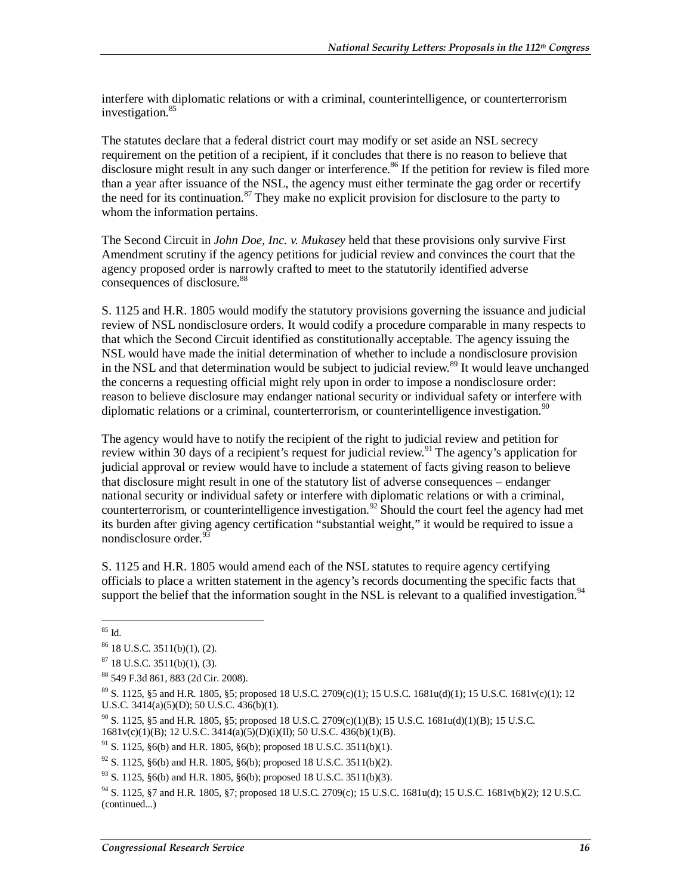interfere with diplomatic relations or with a criminal, counterintelligence, or counterterrorism investigation.[85]

The statutes declare that a federal district court may modify or set aside an NSL secrecy requirement on the petition of a recipient, if it concludes that there is no reason to believe that disclosure might result in any such danger or interference.[86] If the petition for review is filed more than a year after issuance of the NSL, the agency must either terminate the gag order or recertify the need for its continuation.[87] They make no explicit provision for disclosure to the party to whom the information pertains.

The Second Circuit in *John Doe, Inc. v. Mukasey* held that these provisions only survive First Amendment scrutiny if the agency petitions for judicial review and convinces the court that the agency proposed order is narrowly crafted to meet to the statutorily identified adverse consequences of disclosure.[88]

S. 1125 and H.R. 1805 would modify the statutory provisions governing the issuance and judicial review of NSL nondisclosure orders. It would codify a procedure comparable in many respects to that which the Second Circuit identified as constitutionally acceptable. The agency issuing the NSL would have made the initial determination of whether to include a nondisclosure provision in the NSL and that determination would be subject to judicial review.[89] It would leave unchanged the concerns a requesting official might rely upon in order to impose a nondisclosure order: reason to believe disclosure may endanger national security or individual safety or interfere with diplomatic relations or a criminal, counterterrorism, or counterintelligence investigation.[90]

The agency would have to notify the recipient of the right to judicial review and petition for review within 30 days of a recipient's request for judicial review.[91] The agency's application for judicial approval or review would have to include a statement of facts giving reason to believe that disclosure might result in one of the statutory list of adverse consequences – endanger national security or individual safety or interfere with diplomatic relations or with a criminal, counterterrorism, or counterintelligence investigation.[92] Should the court feel the agency had met its burden after giving agency certification "substantial weight," it would be required to issue a nondisclosure order.[93]

S. 1125 and H.R. 1805 would amend each of the NSL statutes to require agency certifying officials to place a written statement in the agency's records documenting the specific facts that support the belief that the information sought in the NSL is relevant to a qualified investigation.[94]

---

[85] Id.

[86] 18 U.S.C. 3511(b)(1), (2).

[87] 18 U.S.C. 3511(b)(1), (3).

[88] 549 F.3d 861, 883 (2d Cir. 2008).

[89] S. 1125, §5 and H.R. 1805, §5; proposed 18 U.S.C. 2709(c)(1); 15 U.S.C. 1681u(d)(1); 15 U.S.C. 1681v(c)(1); 12 U.S.C. 3414(a)(5)(D); 50 U.S.C. 436(b)(1).

[90] S. 1125, §5 and H.R. 1805, §5; proposed 18 U.S.C. 2709(c)(1)(B); 15 U.S.C. 1681u(d)(1)(B); 15 U.S.C. 1681v(c)(1)(B); 12 U.S.C. 3414(a)(5)(D)(i)(II); 50 U.S.C. 436(b)(1)(B).

[91] S. 1125, §6(b) and H.R. 1805, §6(b); proposed 18 U.S.C. 3511(b)(1).

[92] S. 1125, §6(b) and H.R. 1805, §6(b); proposed 18 U.S.C. 3511(b)(2).

[93] S. 1125, §6(b) and H.R. 1805, §6(b); proposed 18 U.S.C. 3511(b)(3).

[94] S. 1125, §7 and H.R. 1805, §7; proposed 18 U.S.C. 2709(c); 15 U.S.C. 1681u(d); 15 U.S.C. 1681v(b)(2); 12 U.S.C. (continued...)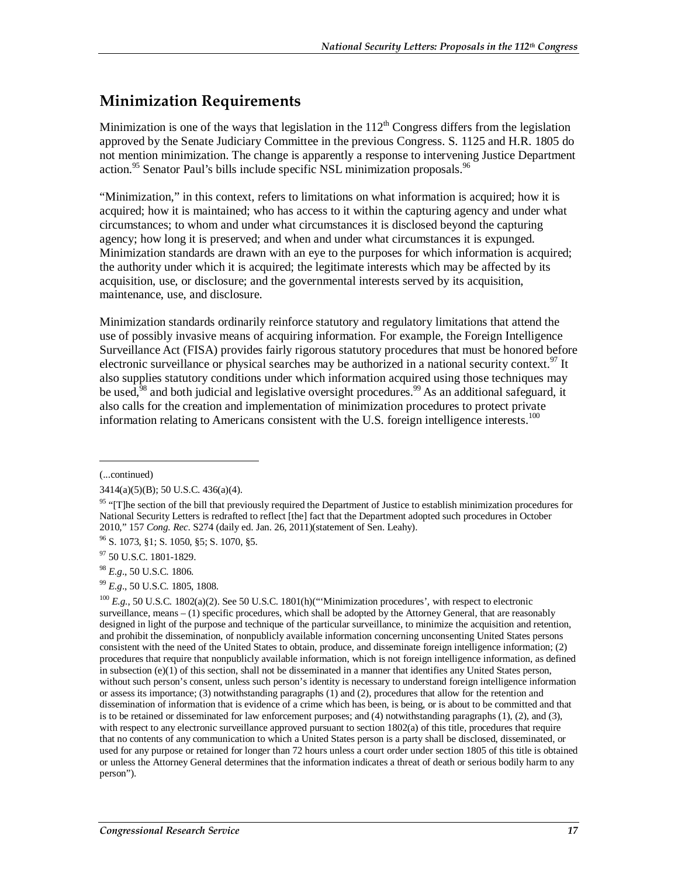## Minimization Requirements

Minimization is one of the ways that legislation in the 112th Congress differs from the legislation approved by the Senate Judiciary Committee in the previous Congress. S. 1125 and H.R. 1805 do not mention minimization. The change is apparently a response to intervening Justice Department action.[95] Senator Paul's bills include specific NSL minimization proposals.[96]

"Minimization," in this context, refers to limitations on what information is acquired; how it is acquired; how it is maintained; who has access to it within the capturing agency and under what circumstances; to whom and under what circumstances it is disclosed beyond the capturing agency; how long it is preserved; and when and under what circumstances it is expunged. Minimization standards are drawn with an eye to the purposes for which information is acquired; the authority under which it is acquired; the legitimate interests which may be affected by its acquisition, use, or disclosure; and the governmental interests served by its acquisition, maintenance, use, and disclosure.

Minimization standards ordinarily reinforce statutory and regulatory limitations that attend the use of possibly invasive means of acquiring information. For example, the Foreign Intelligence Surveillance Act (FISA) provides fairly rigorous statutory procedures that must be honored before electronic surveillance or physical searches may be authorized in a national security context.[97] It also supplies statutory conditions under which information acquired using those techniques may be used,[98] and both judicial and legislative oversight procedures.[99] As an additional safeguard, it also calls for the creation and implementation of minimization procedures to protect private information relating to Americans consistent with the U.S. foreign intelligence interests.[100]

---

(...continued)

3414(a)(5)(B); 50 U.S.C. 436(a)(4).

[95] "[T]he section of the bill that previously required the Department of Justice to establish minimization procedures for National Security Letters is redrafted to reflect [the] fact that the Department adopted such procedures in October 2010," 157 *Cong. Rec*. S274 (daily ed. Jan. 26, 2011)(statement of Sen. Leahy).

[96] S. 1073, §1; S. 1050, §5; S. 1070, §5.

[97] 50 U.S.C. 1801-1829.

[98] *E.g*., 50 U.S.C. 1806.

[99] *E.g*., 50 U.S.C. 1805, 1808.

[100] *E.g.*, 50 U.S.C. 1802(a)(2). See 50 U.S.C. 1801(h)("'Minimization procedures', with respect to electronic surveillance, means – (1) specific procedures, which shall be adopted by the Attorney General, that are reasonably designed in light of the purpose and technique of the particular surveillance, to minimize the acquisition and retention, and prohibit the dissemination, of nonpublicly available information concerning unconsenting United States persons consistent with the need of the United States to obtain, produce, and disseminate foreign intelligence information; (2) procedures that require that nonpublicly available information, which is not foreign intelligence information, as defined in subsection (e)(1) of this section, shall not be disseminated in a manner that identifies any United States person, without such person's consent, unless such person's identity is necessary to understand foreign intelligence information or assess its importance; (3) notwithstanding paragraphs (1) and (2), procedures that allow for the retention and dissemination of information that is evidence of a crime which has been, is being, or is about to be committed and that is to be retained or disseminated for law enforcement purposes; and (4) notwithstanding paragraphs (1), (2), and (3), with respect to any electronic surveillance approved pursuant to section 1802(a) of this title, procedures that require that no contents of any communication to which a United States person is a party shall be disclosed, disseminated, or used for any purpose or retained for longer than 72 hours unless a court order under section 1805 of this title is obtained or unless the Attorney General determines that the information indicates a threat of death or serious bodily harm to any person").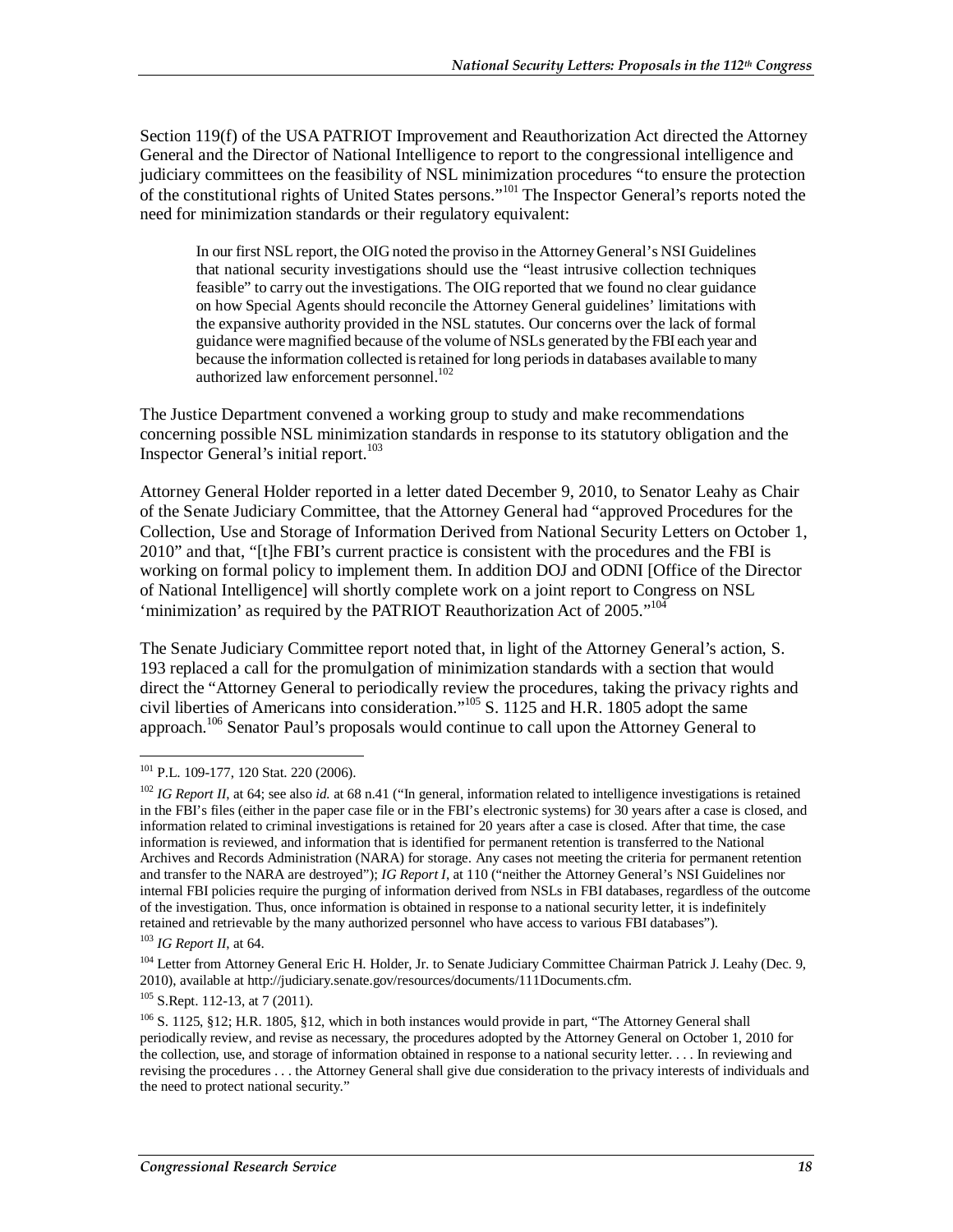Section 119(f) of the USA PATRIOT Improvement and Reauthorization Act directed the Attorney General and the Director of National Intelligence to report to the congressional intelligence and judiciary committees on the feasibility of NSL minimization procedures "to ensure the protection of the constitutional rights of United States persons."[101] The Inspector General's reports noted the need for minimization standards or their regulatory equivalent:

> In our first NSL report, the OIG noted the proviso in the Attorney General's NSI Guidelines that national security investigations should use the "least intrusive collection techniques feasible" to carry out the investigations. The OIG reported that we found no clear guidance on how Special Agents should reconcile the Attorney General guidelines' limitations with the expansive authority provided in the NSL statutes. Our concerns over the lack of formal guidance were magnified because of the volume of NSLs generated by the FBI each year and because the information collected is retained for long periods in databases available to many authorized law enforcement personnel.[102]

The Justice Department convened a working group to study and make recommendations concerning possible NSL minimization standards in response to its statutory obligation and the Inspector General's initial report.[103]

Attorney General Holder reported in a letter dated December 9, 2010, to Senator Leahy as Chair of the Senate Judiciary Committee, that the Attorney General had "approved Procedures for the Collection, Use and Storage of Information Derived from National Security Letters on October 1, 2010" and that, "[t]he FBI's current practice is consistent with the procedures and the FBI is working on formal policy to implement them. In addition DOJ and ODNI [Office of the Director of National Intelligence] will shortly complete work on a joint report to Congress on NSL 'minimization' as required by the PATRIOT Reauthorization Act of 2005."[104]

The Senate Judiciary Committee report noted that, in light of the Attorney General's action, S. 193 replaced a call for the promulgation of minimization standards with a section that would direct the "Attorney General to periodically review the procedures, taking the privacy rights and civil liberties of Americans into consideration."[105] S. 1125 and H.R. 1805 adopt the same approach.[106] Senator Paul's proposals would continue to call upon the Attorney General to

---

[101] P.L. 109-177, 120 Stat. 220 (2006).

[102] *IG Report II*, at 64; see also *id.* at 68 n.41 ("In general, information related to intelligence investigations is retained in the FBI's files (either in the paper case file or in the FBI's electronic systems) for 30 years after a case is closed, and information related to criminal investigations is retained for 20 years after a case is closed. After that time, the case information is reviewed, and information that is identified for permanent retention is transferred to the National Archives and Records Administration (NARA) for storage. Any cases not meeting the criteria for permanent retention and transfer to the NARA are destroyed"); *IG Report I*, at 110 ("neither the Attorney General's NSI Guidelines nor internal FBI policies require the purging of information derived from NSLs in FBI databases, regardless of the outcome of the investigation. Thus, once information is obtained in response to a national security letter, it is indefinitely retained and retrievable by the many authorized personnel who have access to various FBI databases").

[103] *IG Report II*, at 64.

[104] Letter from Attorney General Eric H. Holder, Jr. to Senate Judiciary Committee Chairman Patrick J. Leahy (Dec. 9, 2010), available at http://judiciary.senate.gov/resources/documents/111Documents.cfm.

[105] S.Rept. 112-13, at 7 (2011).

[106] S. 1125, §12; H.R. 1805, §12, which in both instances would provide in part, "The Attorney General shall periodically review, and revise as necessary, the procedures adopted by the Attorney General on October 1, 2010 for the collection, use, and storage of information obtained in response to a national security letter. . . . In reviewing and revising the procedures . . . the Attorney General shall give due consideration to the privacy interests of individuals and the need to protect national security."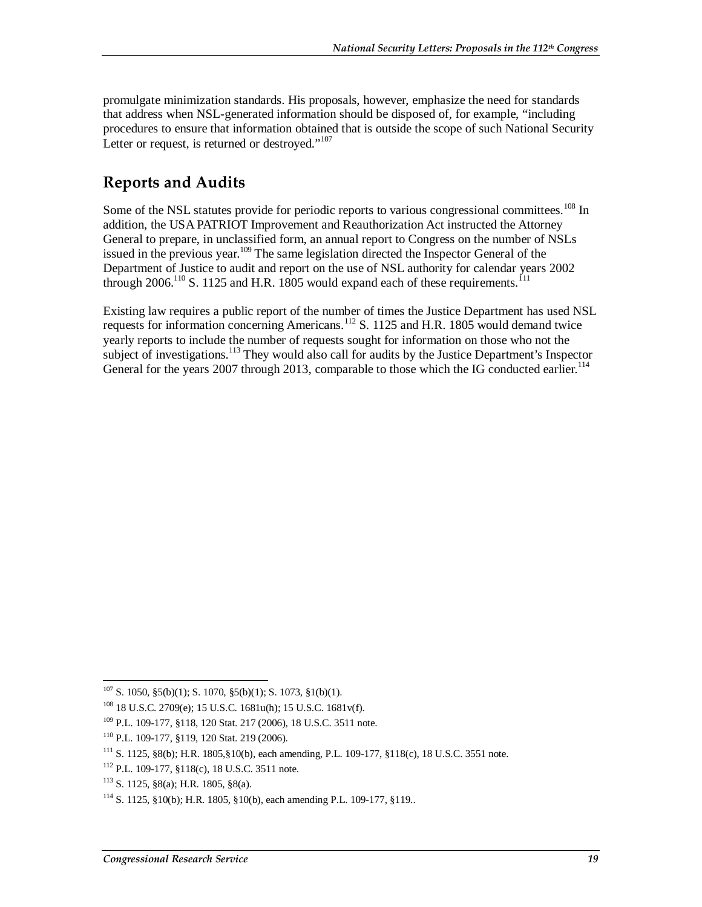promulgate minimization standards. His proposals, however, emphasize the need for standards that address when NSL-generated information should be disposed of, for example, "including procedures to ensure that information obtained that is outside the scope of such National Security Letter or request, is returned or destroyed."[107]

## Reports and Audits

Some of the NSL statutes provide for periodic reports to various congressional committees.[108] In addition, the USA PATRIOT Improvement and Reauthorization Act instructed the Attorney General to prepare, in unclassified form, an annual report to Congress on the number of NSLs issued in the previous year.[109] The same legislation directed the Inspector General of the Department of Justice to audit and report on the use of NSL authority for calendar years 2002 through 2006.[110] S. 1125 and H.R. 1805 would expand each of these requirements.[111]

Existing law requires a public report of the number of times the Justice Department has used NSL requests for information concerning Americans.[112] S. 1125 and H.R. 1805 would demand twice yearly reports to include the number of requests sought for information on those who not the subject of investigations.[113] They would also call for audits by the Justice Department's Inspector General for the years 2007 through 2013, comparable to those which the IG conducted earlier.[114]

---

[107] S. 1050, §5(b)(1); S. 1070, §5(b)(1); S. 1073, §1(b)(1).

[108] 18 U.S.C. 2709(e); 15 U.S.C. 1681u(h); 15 U.S.C. 1681v(f).

[109] P.L. 109-177, §118, 120 Stat. 217 (2006), 18 U.S.C. 3511 note.

[110] P.L. 109-177, §119, 120 Stat. 219 (2006).

[111] S. 1125, §8(b); H.R. 1805,§10(b), each amending, P.L. 109-177, §118(c), 18 U.S.C. 3551 note.

[112] P.L. 109-177, §118(c), 18 U.S.C. 3511 note.

[113] S. 1125, §8(a); H.R. 1805, §8(a).

[114] S. 1125, §10(b); H.R. 1805, §10(b), each amending P.L. 109-177, §119..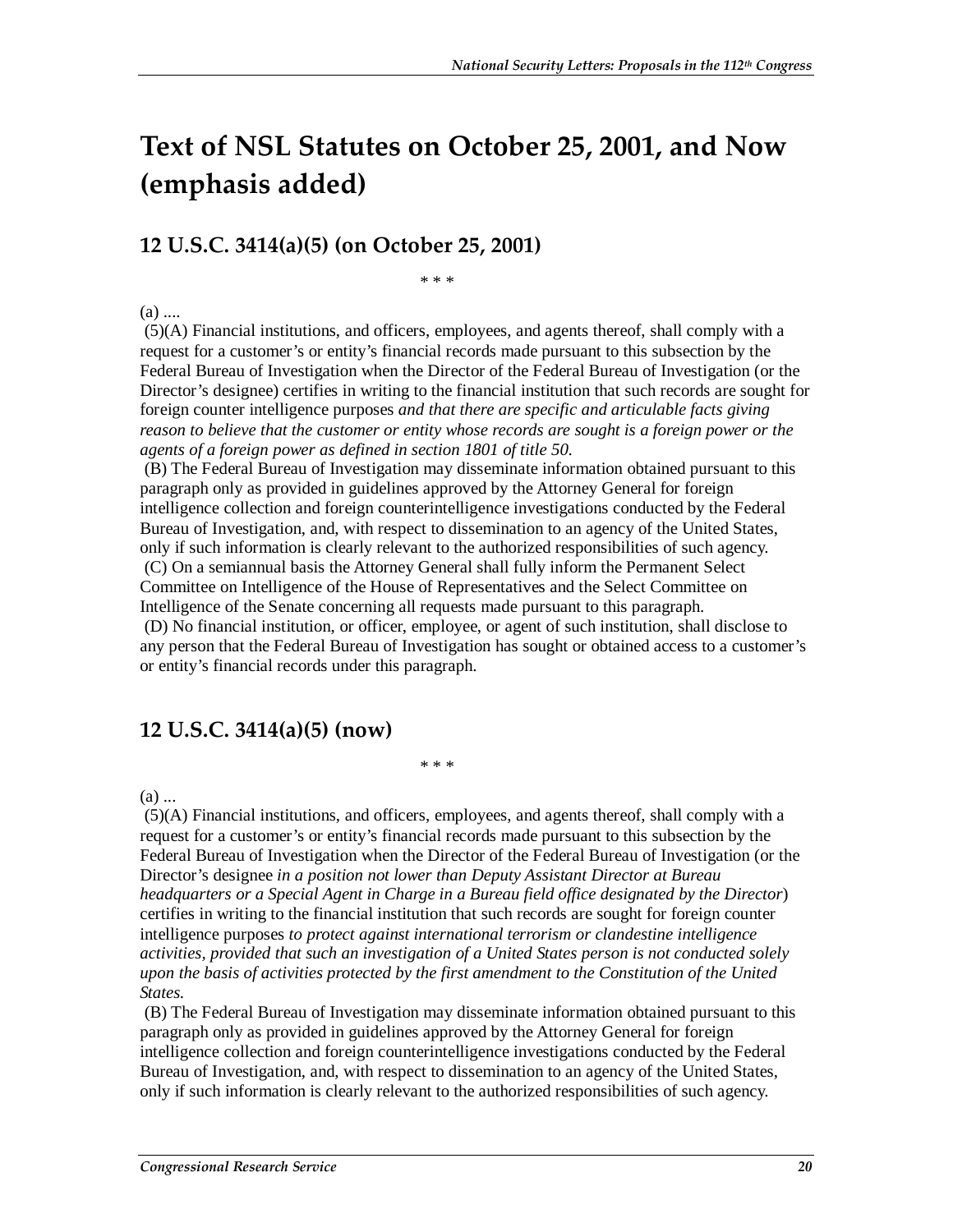# Text of NSL Statutes on October 25, 2001, and Now (emphasis added)

## 12 U.S.C. 3414(a)(5) (on October 25, 2001)

\* \* \*

(a) ....

(5)(A) Financial institutions, and officers, employees, and agents thereof, shall comply with a request for a customer's or entity's financial records made pursuant to this subsection by the Federal Bureau of Investigation when the Director of the Federal Bureau of Investigation (or the Director's designee) certifies in writing to the financial institution that such records are sought for foreign counter intelligence purposes *and that there are specific and articulable facts giving reason to believe that the customer or entity whose records are sought is a foreign power or the agents of a foreign power as defined in section 1801 of title 50.*

(B) The Federal Bureau of Investigation may disseminate information obtained pursuant to this paragraph only as provided in guidelines approved by the Attorney General for foreign intelligence collection and foreign counterintelligence investigations conducted by the Federal Bureau of Investigation, and, with respect to dissemination to an agency of the United States, only if such information is clearly relevant to the authorized responsibilities of such agency.

(C) On a semiannual basis the Attorney General shall fully inform the Permanent Select Committee on Intelligence of the House of Representatives and the Select Committee on Intelligence of the Senate concerning all requests made pursuant to this paragraph.

(D) No financial institution, or officer, employee, or agent of such institution, shall disclose to any person that the Federal Bureau of Investigation has sought or obtained access to a customer's or entity's financial records under this paragraph.

## 12 U.S.C. 3414(a)(5) (now)

\* \* \*

(a) ...

(5)(A) Financial institutions, and officers, employees, and agents thereof, shall comply with a request for a customer's or entity's financial records made pursuant to this subsection by the Federal Bureau of Investigation when the Director of the Federal Bureau of Investigation (or the Director's designee *in a position not lower than Deputy Assistant Director at Bureau headquarters or a Special Agent in Charge in a Bureau field office designated by the Director*) certifies in writing to the financial institution that such records are sought for foreign counter intelligence purposes *to protect against international terrorism or clandestine intelligence activities, provided that such an investigation of a United States person is not conducted solely upon the basis of activities protected by the first amendment to the Constitution of the United States.*

(B) The Federal Bureau of Investigation may disseminate information obtained pursuant to this paragraph only as provided in guidelines approved by the Attorney General for foreign intelligence collection and foreign counterintelligence investigations conducted by the Federal Bureau of Investigation, and, with respect to dissemination to an agency of the United States, only if such information is clearly relevant to the authorized responsibilities of such agency.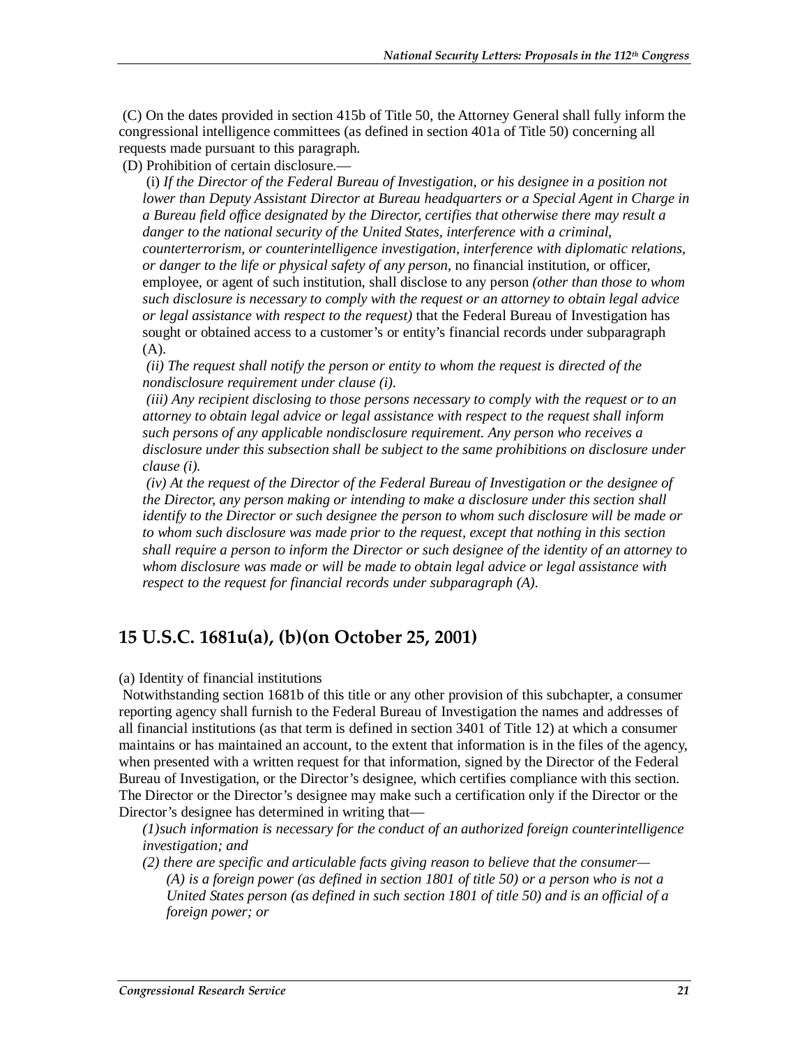(C) On the dates provided in section 415b of Title 50, the Attorney General shall fully inform the congressional intelligence committees (as defined in section 401a of Title 50) concerning all requests made pursuant to this paragraph.

(D) Prohibition of certain disclosure.—

(i) *If the Director of the Federal Bureau of Investigation, or his designee in a position not lower than Deputy Assistant Director at Bureau headquarters or a Special Agent in Charge in a Bureau field office designated by the Director, certifies that otherwise there may result a danger to the national security of the United States, interference with a criminal, counterterrorism, or counterintelligence investigation, interference with diplomatic relations, or danger to the life or physical safety of any person,* no financial institution, or officer, employee, or agent of such institution, shall disclose to any person *(other than those to whom such disclosure is necessary to comply with the request or an attorney to obtain legal advice or legal assistance with respect to the request)* that the Federal Bureau of Investigation has sought or obtained access to a customer's or entity's financial records under subparagraph (A).

*(ii) The request shall notify the person or entity to whom the request is directed of the nondisclosure requirement under clause (i).*

*(iii) Any recipient disclosing to those persons necessary to comply with the request or to an attorney to obtain legal advice or legal assistance with respect to the request shall inform such persons of any applicable nondisclosure requirement. Any person who receives a disclosure under this subsection shall be subject to the same prohibitions on disclosure under clause (i).*

*(iv) At the request of the Director of the Federal Bureau of Investigation or the designee of the Director, any person making or intending to make a disclosure under this section shall identify to the Director or such designee the person to whom such disclosure will be made or to whom such disclosure was made prior to the request, except that nothing in this section shall require a person to inform the Director or such designee of the identity of an attorney to whom disclosure was made or will be made to obtain legal advice or legal assistance with respect to the request for financial records under subparagraph (A).*

## 15 U.S.C. 1681u(a), (b)(on October 25, 2001)

(a) Identity of financial institutions

Notwithstanding section 1681b of this title or any other provision of this subchapter, a consumer reporting agency shall furnish to the Federal Bureau of Investigation the names and addresses of all financial institutions (as that term is defined in section 3401 of Title 12) at which a consumer maintains or has maintained an account, to the extent that information is in the files of the agency, when presented with a written request for that information, signed by the Director of the Federal Bureau of Investigation, or the Director's designee, which certifies compliance with this section. The Director or the Director's designee may make such a certification only if the Director or the Director's designee has determined in writing that—

*(1)such information is necessary for the conduct of an authorized foreign counterintelligence investigation; and*

*(2) there are specific and articulable facts giving reason to believe that the consumer—*

*(A) is a foreign power (as defined in section 1801 of title 50) or a person who is not a United States person (as defined in such section 1801 of title 50) and is an official of a foreign power; or*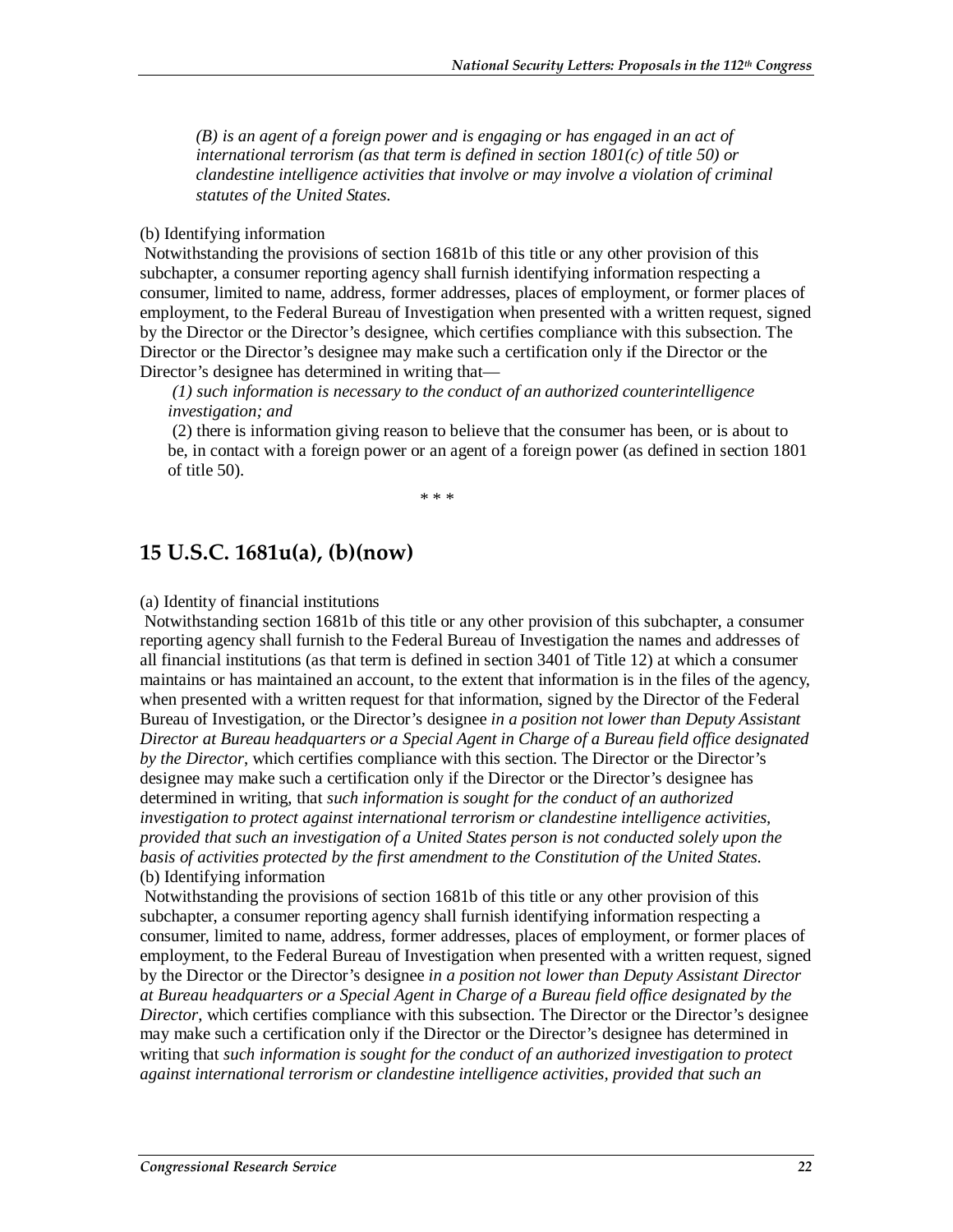*(B) is an agent of a foreign power and is engaging or has engaged in an act of international terrorism (as that term is defined in section 1801(c) of title 50) or clandestine intelligence activities that involve or may involve a violation of criminal statutes of the United States.*

(b) Identifying information

Notwithstanding the provisions of section 1681b of this title or any other provision of this subchapter, a consumer reporting agency shall furnish identifying information respecting a consumer, limited to name, address, former addresses, places of employment, or former places of employment, to the Federal Bureau of Investigation when presented with a written request, signed by the Director or the Director's designee, which certifies compliance with this subsection. The Director or the Director's designee may make such a certification only if the Director or the Director's designee has determined in writing that—

*(1) such information is necessary to the conduct of an authorized counterintelligence investigation; and*

(2) there is information giving reason to believe that the consumer has been, or is about to be, in contact with a foreign power or an agent of a foreign power (as defined in section 1801 of title 50).

\* \* \*

## 15 U.S.C. 1681u(a), (b)(now)

(a) Identity of financial institutions

Notwithstanding section 1681b of this title or any other provision of this subchapter, a consumer reporting agency shall furnish to the Federal Bureau of Investigation the names and addresses of all financial institutions (as that term is defined in section 3401 of Title 12) at which a consumer maintains or has maintained an account, to the extent that information is in the files of the agency, when presented with a written request for that information, signed by the Director of the Federal Bureau of Investigation, or the Director's designee *in a position not lower than Deputy Assistant Director at Bureau headquarters or a Special Agent in Charge of a Bureau field office designated by the Director*, which certifies compliance with this section. The Director or the Director's designee may make such a certification only if the Director or the Director's designee has determined in writing, that *such information is sought for the conduct of an authorized investigation to protect against international terrorism or clandestine intelligence activities, provided that such an investigation of a United States person is not conducted solely upon the basis of activities protected by the first amendment to the Constitution of the United States.*

(b) Identifying information

Notwithstanding the provisions of section 1681b of this title or any other provision of this subchapter, a consumer reporting agency shall furnish identifying information respecting a consumer, limited to name, address, former addresses, places of employment, or former places of employment, to the Federal Bureau of Investigation when presented with a written request, signed by the Director or the Director's designee *in a position not lower than Deputy Assistant Director at Bureau headquarters or a Special Agent in Charge of a Bureau field office designated by the Director*, which certifies compliance with this subsection. The Director or the Director's designee may make such a certification only if the Director or the Director's designee has determined in writing that *such information is sought for the conduct of an authorized investigation to protect against international terrorism or clandestine intelligence activities, provided that such an*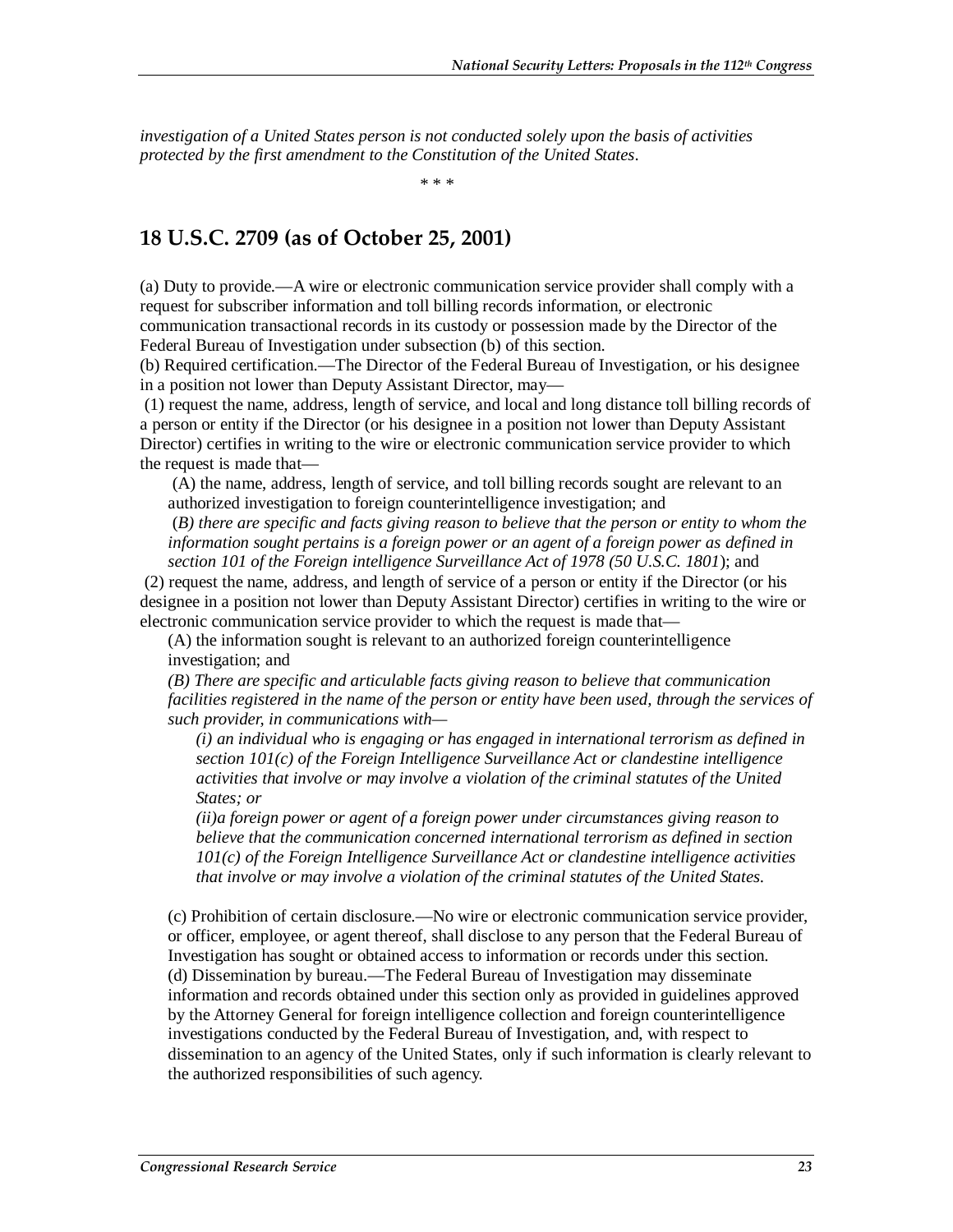*investigation of a United States person is not conducted solely upon the basis of activities protected by the first amendment to the Constitution of the United States*.

\* \* \*

## 18 U.S.C. 2709 (as of October 25, 2001)

(a) Duty to provide.—A wire or electronic communication service provider shall comply with a request for subscriber information and toll billing records information, or electronic communication transactional records in its custody or possession made by the Director of the Federal Bureau of Investigation under subsection (b) of this section.

(b) Required certification.—The Director of the Federal Bureau of Investigation, or his designee in a position not lower than Deputy Assistant Director, may—

(1) request the name, address, length of service, and local and long distance toll billing records of a person or entity if the Director (or his designee in a position not lower than Deputy Assistant Director) certifies in writing to the wire or electronic communication service provider to which the request is made that—

(A) the name, address, length of service, and toll billing records sought are relevant to an authorized investigation to foreign counterintelligence investigation; and

(*B) there are specific and facts giving reason to believe that the person or entity to whom the information sought pertains is a foreign power or an agent of a foreign power as defined in section 101 of the Foreign intelligence Surveillance Act of 1978 (50 U.S.C. 1801*); and

(2) request the name, address, and length of service of a person or entity if the Director (or his designee in a position not lower than Deputy Assistant Director) certifies in writing to the wire or electronic communication service provider to which the request is made that—

(A) the information sought is relevant to an authorized foreign counterintelligence investigation; and

*(B) There are specific and articulable facts giving reason to believe that communication facilities registered in the name of the person or entity have been used, through the services of such provider, in communications with—*

*(i) an individual who is engaging or has engaged in international terrorism as defined in section 101(c) of the Foreign Intelligence Surveillance Act or clandestine intelligence activities that involve or may involve a violation of the criminal statutes of the United States; or*

*(ii)a foreign power or agent of a foreign power under circumstances giving reason to believe that the communication concerned international terrorism as defined in section 101(c) of the Foreign Intelligence Surveillance Act or clandestine intelligence activities that involve or may involve a violation of the criminal statutes of the United States.*

(c) Prohibition of certain disclosure.—No wire or electronic communication service provider, or officer, employee, or agent thereof, shall disclose to any person that the Federal Bureau of Investigation has sought or obtained access to information or records under this section.

(d) Dissemination by bureau.—The Federal Bureau of Investigation may disseminate information and records obtained under this section only as provided in guidelines approved by the Attorney General for foreign intelligence collection and foreign counterintelligence investigations conducted by the Federal Bureau of Investigation, and, with respect to dissemination to an agency of the United States, only if such information is clearly relevant to the authorized responsibilities of such agency.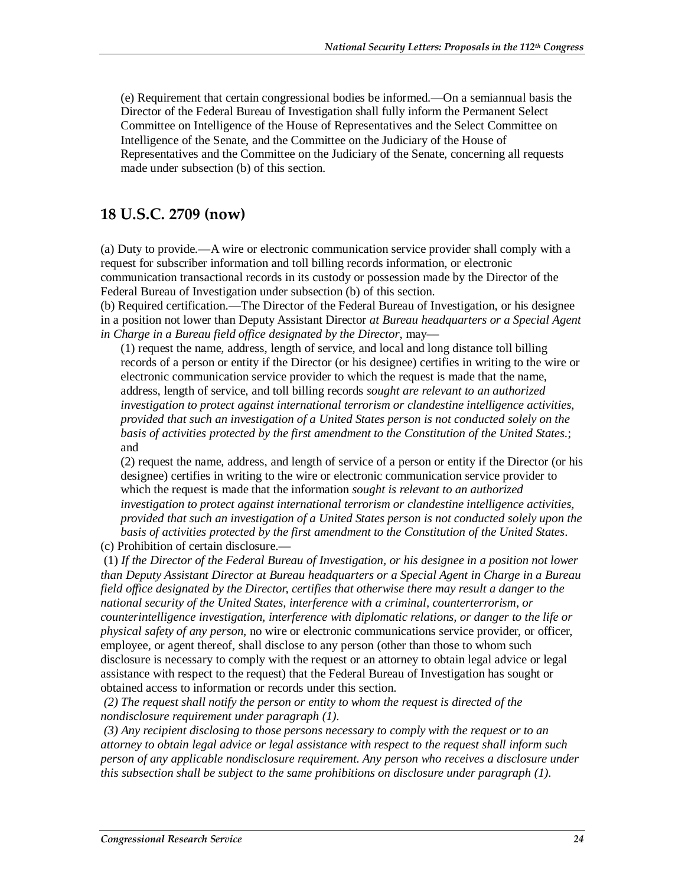(e) Requirement that certain congressional bodies be informed.—On a semiannual basis the Director of the Federal Bureau of Investigation shall fully inform the Permanent Select Committee on Intelligence of the House of Representatives and the Select Committee on Intelligence of the Senate, and the Committee on the Judiciary of the House of Representatives and the Committee on the Judiciary of the Senate, concerning all requests made under subsection (b) of this section.

## 18 U.S.C. 2709 (now)

(a) Duty to provide.—A wire or electronic communication service provider shall comply with a request for subscriber information and toll billing records information, or electronic communication transactional records in its custody or possession made by the Director of the Federal Bureau of Investigation under subsection (b) of this section.

(b) Required certification.—The Director of the Federal Bureau of Investigation, or his designee in a position not lower than Deputy Assistant Director *at Bureau headquarters or a Special Agent in Charge in a Bureau field office designated by the Director*, may—

(1) request the name, address, length of service, and local and long distance toll billing records of a person or entity if the Director (or his designee) certifies in writing to the wire or electronic communication service provider to which the request is made that the name, address, length of service, and toll billing records *sought are relevant to an authorized investigation to protect against international terrorism or clandestine intelligence activities, provided that such an investigation of a United States person is not conducted solely on the basis of activities protected by the first amendment to the Constitution of the United States.*; and

(2) request the name, address, and length of service of a person or entity if the Director (or his designee) certifies in writing to the wire or electronic communication service provider to which the request is made that the information *sought is relevant to an authorized investigation to protect against international terrorism or clandestine intelligence activities, provided that such an investigation of a United States person is not conducted solely upon the basis of activities protected by the first amendment to the Constitution of the United States*.

(c) Prohibition of certain disclosure.—

(1) *If the Director of the Federal Bureau of Investigation, or his designee in a position not lower than Deputy Assistant Director at Bureau headquarters or a Special Agent in Charge in a Bureau field office designated by the Director, certifies that otherwise there may result a danger to the national security of the United States, interference with a criminal, counterterrorism, or counterintelligence investigation, interference with diplomatic relations, or danger to the life or physical safety of any person*, no wire or electronic communications service provider, or officer, employee, or agent thereof, shall disclose to any person (other than those to whom such disclosure is necessary to comply with the request or an attorney to obtain legal advice or legal assistance with respect to the request) that the Federal Bureau of Investigation has sought or obtained access to information or records under this section.

*(2) The request shall notify the person or entity to whom the request is directed of the nondisclosure requirement under paragraph (1).*

*(3) Any recipient disclosing to those persons necessary to comply with the request or to an attorney to obtain legal advice or legal assistance with respect to the request shall inform such person of any applicable nondisclosure requirement. Any person who receives a disclosure under this subsection shall be subject to the same prohibitions on disclosure under paragraph (1).*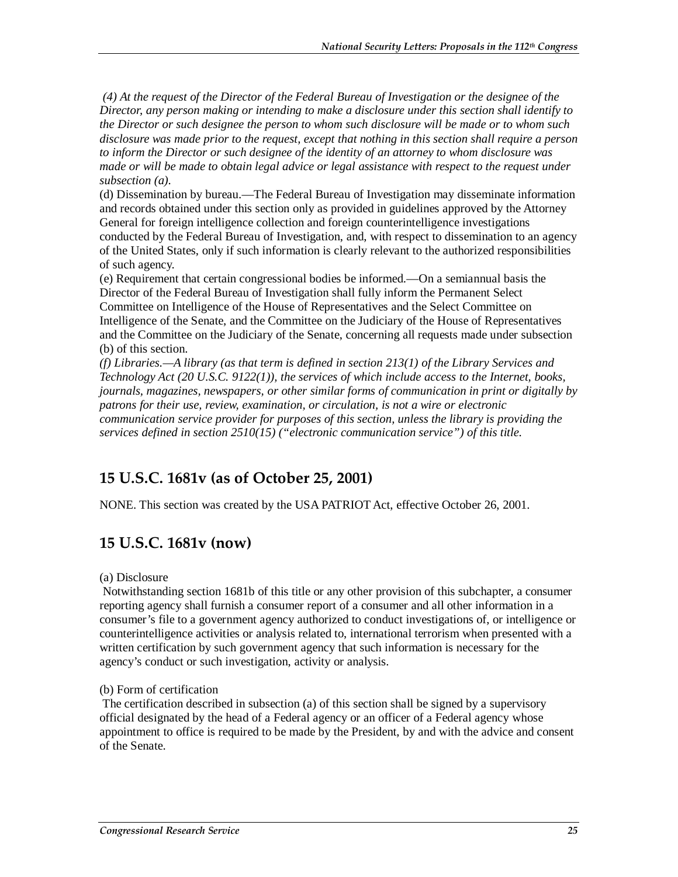*(4) At the request of the Director of the Federal Bureau of Investigation or the designee of the Director, any person making or intending to make a disclosure under this section shall identify to the Director or such designee the person to whom such disclosure will be made or to whom such disclosure was made prior to the request, except that nothing in this section shall require a person to inform the Director or such designee of the identity of an attorney to whom disclosure was made or will be made to obtain legal advice or legal assistance with respect to the request under subsection (a).*

(d) Dissemination by bureau.—The Federal Bureau of Investigation may disseminate information and records obtained under this section only as provided in guidelines approved by the Attorney General for foreign intelligence collection and foreign counterintelligence investigations conducted by the Federal Bureau of Investigation, and, with respect to dissemination to an agency of the United States, only if such information is clearly relevant to the authorized responsibilities of such agency.

(e) Requirement that certain congressional bodies be informed.—On a semiannual basis the Director of the Federal Bureau of Investigation shall fully inform the Permanent Select Committee on Intelligence of the House of Representatives and the Select Committee on Intelligence of the Senate, and the Committee on the Judiciary of the House of Representatives and the Committee on the Judiciary of the Senate, concerning all requests made under subsection (b) of this section.

*(f) Libraries.—A library (as that term is defined in section 213(1) of the Library Services and Technology Act (20 U.S.C. 9122(1)), the services of which include access to the Internet, books, journals, magazines, newspapers, or other similar forms of communication in print or digitally by patrons for their use, review, examination, or circulation, is not a wire or electronic communication service provider for purposes of this section, unless the library is providing the services defined in section 2510(15) ("electronic communication service") of this title.*

## 15 U.S.C. 1681v (as of October 25, 2001)

NONE. This section was created by the USA PATRIOT Act, effective October 26, 2001.

## 15 U.S.C. 1681v (now)

(a) Disclosure

Notwithstanding section 1681b of this title or any other provision of this subchapter, a consumer reporting agency shall furnish a consumer report of a consumer and all other information in a consumer's file to a government agency authorized to conduct investigations of, or intelligence or counterintelligence activities or analysis related to, international terrorism when presented with a written certification by such government agency that such information is necessary for the agency's conduct or such investigation, activity or analysis.

(b) Form of certification

The certification described in subsection (a) of this section shall be signed by a supervisory official designated by the head of a Federal agency or an officer of a Federal agency whose appointment to office is required to be made by the President, by and with the advice and consent of the Senate.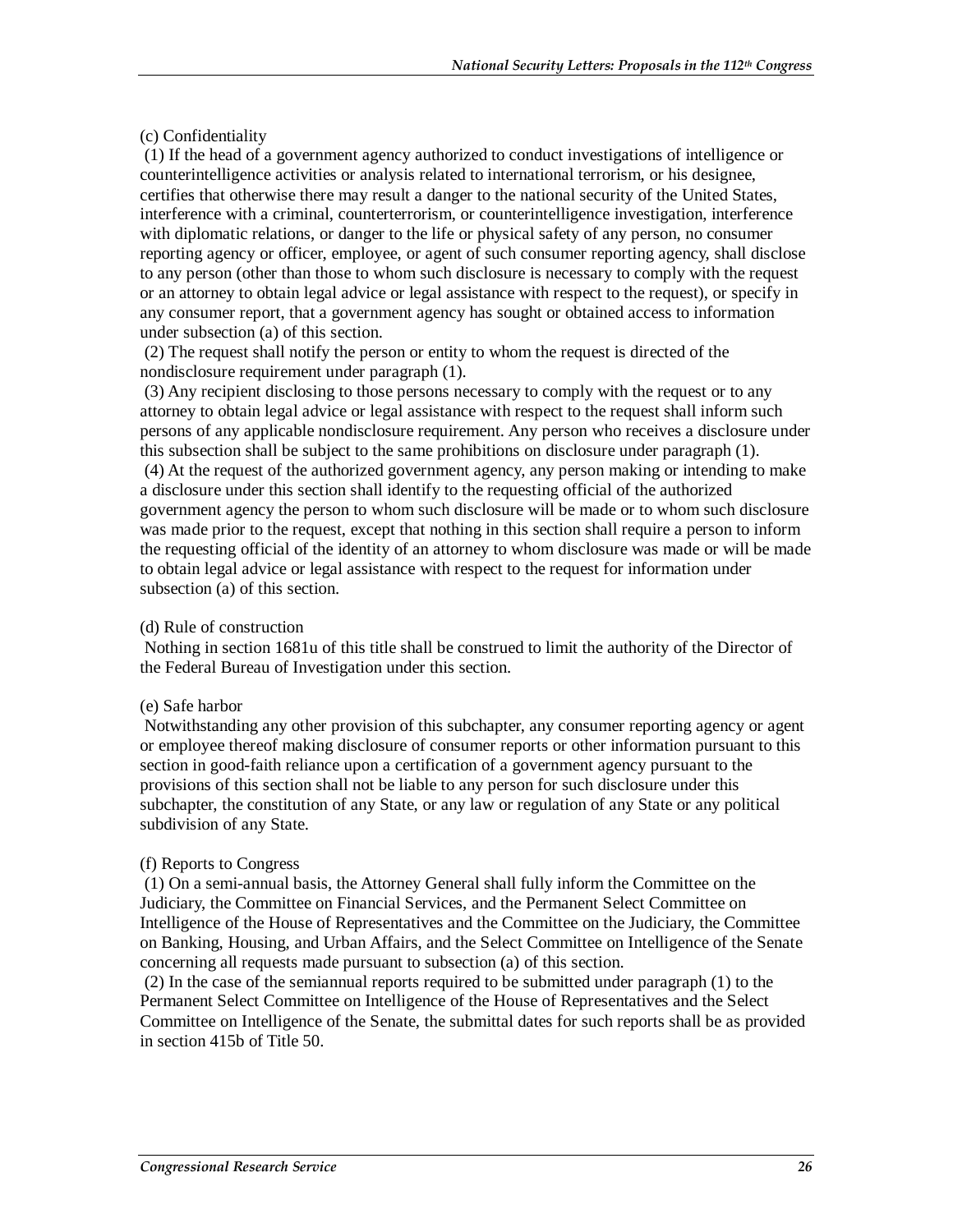(c) Confidentiality

(1) If the head of a government agency authorized to conduct investigations of intelligence or counterintelligence activities or analysis related to international terrorism, or his designee, certifies that otherwise there may result a danger to the national security of the United States, interference with a criminal, counterterrorism, or counterintelligence investigation, interference with diplomatic relations, or danger to the life or physical safety of any person, no consumer reporting agency or officer, employee, or agent of such consumer reporting agency, shall disclose to any person (other than those to whom such disclosure is necessary to comply with the request or an attorney to obtain legal advice or legal assistance with respect to the request), or specify in any consumer report, that a government agency has sought or obtained access to information under subsection (a) of this section.

(2) The request shall notify the person or entity to whom the request is directed of the nondisclosure requirement under paragraph (1).

(3) Any recipient disclosing to those persons necessary to comply with the request or to any attorney to obtain legal advice or legal assistance with respect to the request shall inform such persons of any applicable nondisclosure requirement. Any person who receives a disclosure under this subsection shall be subject to the same prohibitions on disclosure under paragraph (1).

(4) At the request of the authorized government agency, any person making or intending to make a disclosure under this section shall identify to the requesting official of the authorized government agency the person to whom such disclosure will be made or to whom such disclosure was made prior to the request, except that nothing in this section shall require a person to inform the requesting official of the identity of an attorney to whom disclosure was made or will be made to obtain legal advice or legal assistance with respect to the request for information under subsection (a) of this section.

(d) Rule of construction

Nothing in section 1681u of this title shall be construed to limit the authority of the Director of the Federal Bureau of Investigation under this section.

(e) Safe harbor

Notwithstanding any other provision of this subchapter, any consumer reporting agency or agent or employee thereof making disclosure of consumer reports or other information pursuant to this section in good-faith reliance upon a certification of a government agency pursuant to the provisions of this section shall not be liable to any person for such disclosure under this subchapter, the constitution of any State, or any law or regulation of any State or any political subdivision of any State.

(f) Reports to Congress

(1) On a semi-annual basis, the Attorney General shall fully inform the Committee on the Judiciary, the Committee on Financial Services, and the Permanent Select Committee on Intelligence of the House of Representatives and the Committee on the Judiciary, the Committee on Banking, Housing, and Urban Affairs, and the Select Committee on Intelligence of the Senate concerning all requests made pursuant to subsection (a) of this section.

(2) In the case of the semiannual reports required to be submitted under paragraph (1) to the Permanent Select Committee on Intelligence of the House of Representatives and the Select Committee on Intelligence of the Senate, the submittal dates for such reports shall be as provided in section 415b of Title 50.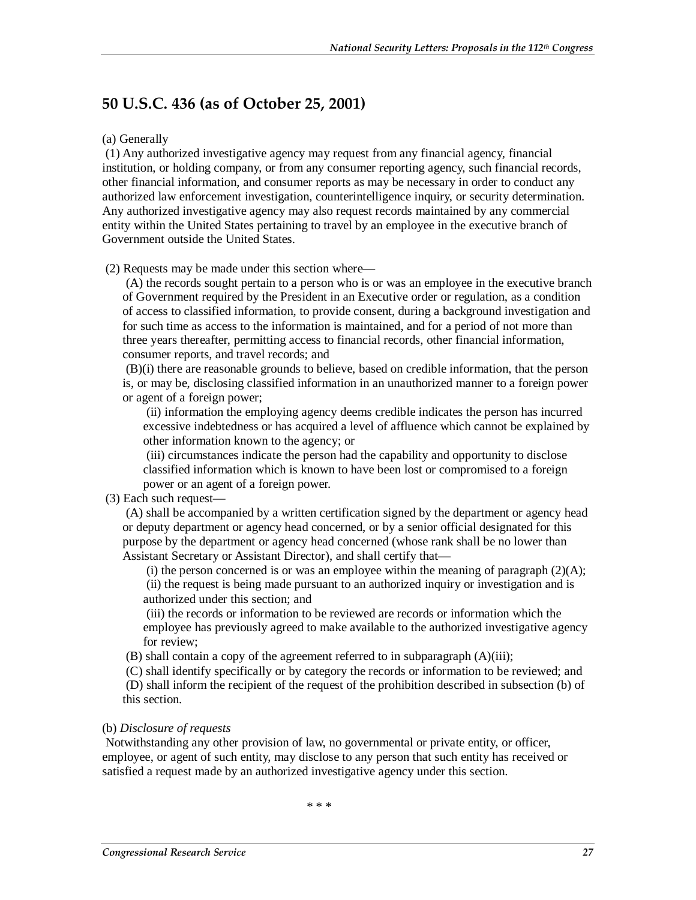## 50 U.S.C. 436 (as of October 25, 2001)

(a) Generally

(1) Any authorized investigative agency may request from any financial agency, financial institution, or holding company, or from any consumer reporting agency, such financial records, other financial information, and consumer reports as may be necessary in order to conduct any authorized law enforcement investigation, counterintelligence inquiry, or security determination. Any authorized investigative agency may also request records maintained by any commercial entity within the United States pertaining to travel by an employee in the executive branch of Government outside the United States.

(2) Requests may be made under this section where—

(A) the records sought pertain to a person who is or was an employee in the executive branch of Government required by the President in an Executive order or regulation, as a condition of access to classified information, to provide consent, during a background investigation and for such time as access to the information is maintained, and for a period of not more than three years thereafter, permitting access to financial records, other financial information, consumer reports, and travel records; and

(B)(i) there are reasonable grounds to believe, based on credible information, that the person is, or may be, disclosing classified information in an unauthorized manner to a foreign power or agent of a foreign power;

(ii) information the employing agency deems credible indicates the person has incurred excessive indebtedness or has acquired a level of affluence which cannot be explained by other information known to the agency; or

(iii) circumstances indicate the person had the capability and opportunity to disclose classified information which is known to have been lost or compromised to a foreign power or an agent of a foreign power.

(3) Each such request—

(A) shall be accompanied by a written certification signed by the department or agency head or deputy department or agency head concerned, or by a senior official designated for this purpose by the department or agency head concerned (whose rank shall be no lower than Assistant Secretary or Assistant Director), and shall certify that—

(i) the person concerned is or was an employee within the meaning of paragraph (2)(A);

(ii) the request is being made pursuant to an authorized inquiry or investigation and is authorized under this section; and

(iii) the records or information to be reviewed are records or information which the employee has previously agreed to make available to the authorized investigative agency for review;

(B) shall contain a copy of the agreement referred to in subparagraph (A)(iii);

(C) shall identify specifically or by category the records or information to be reviewed; and

(D) shall inform the recipient of the request of the prohibition described in subsection (b) of this section.

(b) *Disclosure of requests*

Notwithstanding any other provision of law, no governmental or private entity, or officer, employee, or agent of such entity, may disclose to any person that such entity has received or satisfied a request made by an authorized investigative agency under this section.

\* \* \*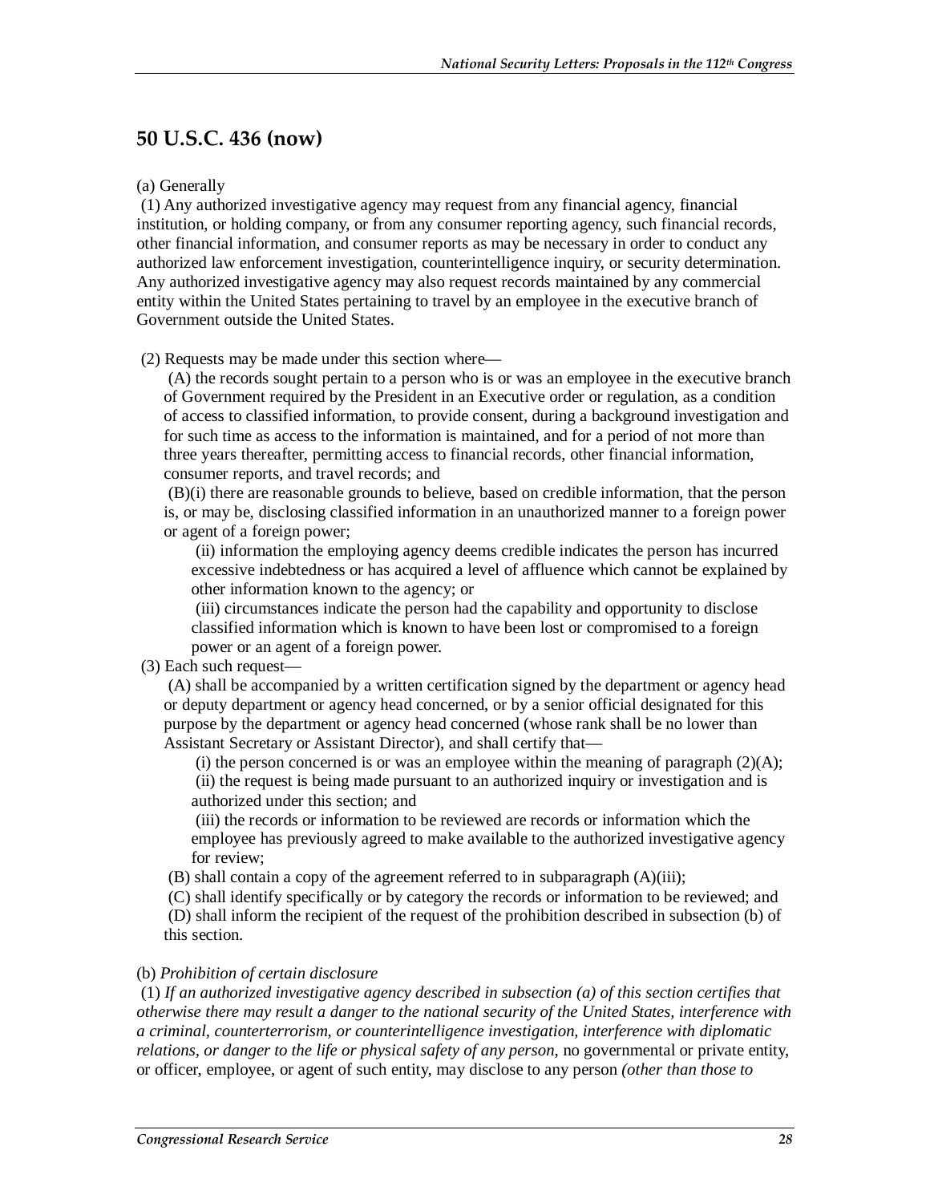## 50 U.S.C. 436 (now)

(a) Generally

(1) Any authorized investigative agency may request from any financial agency, financial institution, or holding company, or from any consumer reporting agency, such financial records, other financial information, and consumer reports as may be necessary in order to conduct any authorized law enforcement investigation, counterintelligence inquiry, or security determination. Any authorized investigative agency may also request records maintained by any commercial entity within the United States pertaining to travel by an employee in the executive branch of Government outside the United States.

(2) Requests may be made under this section where—

(A) the records sought pertain to a person who is or was an employee in the executive branch of Government required by the President in an Executive order or regulation, as a condition of access to classified information, to provide consent, during a background investigation and for such time as access to the information is maintained, and for a period of not more than three years thereafter, permitting access to financial records, other financial information, consumer reports, and travel records; and

(B)(i) there are reasonable grounds to believe, based on credible information, that the person is, or may be, disclosing classified information in an unauthorized manner to a foreign power or agent of a foreign power;

(ii) information the employing agency deems credible indicates the person has incurred excessive indebtedness or has acquired a level of affluence which cannot be explained by other information known to the agency; or

(iii) circumstances indicate the person had the capability and opportunity to disclose classified information which is known to have been lost or compromised to a foreign power or an agent of a foreign power.

(3) Each such request—

(A) shall be accompanied by a written certification signed by the department or agency head or deputy department or agency head concerned, or by a senior official designated for this purpose by the department or agency head concerned (whose rank shall be no lower than Assistant Secretary or Assistant Director), and shall certify that—

(i) the person concerned is or was an employee within the meaning of paragraph (2)(A);

(ii) the request is being made pursuant to an authorized inquiry or investigation and is authorized under this section; and

(iii) the records or information to be reviewed are records or information which the employee has previously agreed to make available to the authorized investigative agency for review;

(B) shall contain a copy of the agreement referred to in subparagraph (A)(iii);

(C) shall identify specifically or by category the records or information to be reviewed; and

(D) shall inform the recipient of the request of the prohibition described in subsection (b) of this section.

(b) *Prohibition of certain disclosure*

(1) *If an authorized investigative agency described in subsection (a) of this section certifies that otherwise there may result a danger to the national security of the United States, interference with a criminal, counterterrorism, or counterintelligence investigation, interference with diplomatic relations, or danger to the life or physical safety of any person,* no governmental or private entity, or officer, employee, or agent of such entity, may disclose to any person *(other than those to*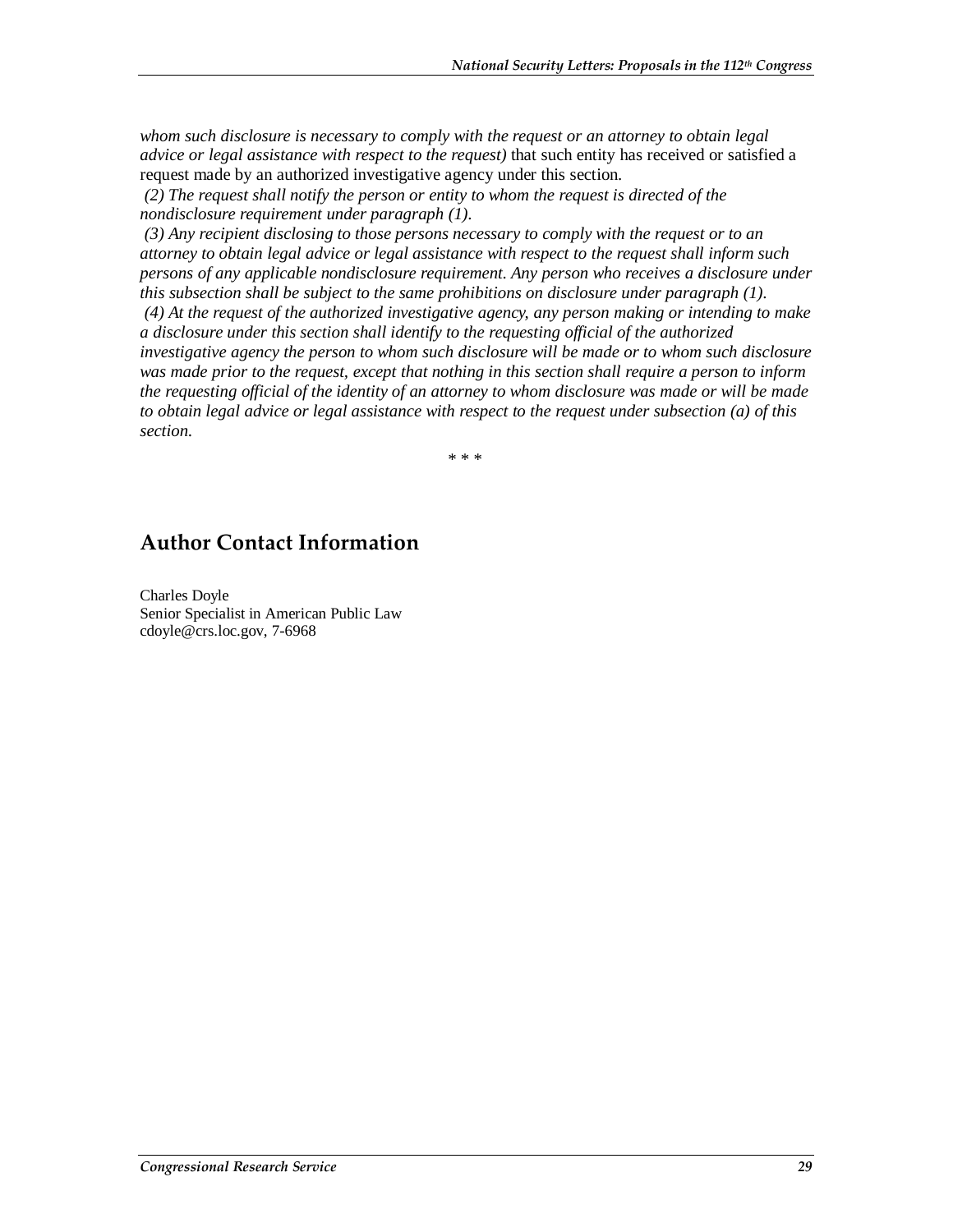*whom such disclosure is necessary to comply with the request or an attorney to obtain legal advice or legal assistance with respect to the request)* that such entity has received or satisfied a request made by an authorized investigative agency under this section.

*(2) The request shall notify the person or entity to whom the request is directed of the nondisclosure requirement under paragraph (1).*

*(3) Any recipient disclosing to those persons necessary to comply with the request or to an attorney to obtain legal advice or legal assistance with respect to the request shall inform such persons of any applicable nondisclosure requirement. Any person who receives a disclosure under this subsection shall be subject to the same prohibitions on disclosure under paragraph (1).*

*(4) At the request of the authorized investigative agency, any person making or intending to make a disclosure under this section shall identify to the requesting official of the authorized investigative agency the person to whom such disclosure will be made or to whom such disclosure was made prior to the request, except that nothing in this section shall require a person to inform the requesting official of the identity of an attorney to whom disclosure was made or will be made to obtain legal advice or legal assistance with respect to the request under subsection (a) of this section.*

\* \* \*

## Author Contact Information

Charles Doyle
Senior Specialist in American Public Law
cdoyle@crs.loc.gov, 7-6968